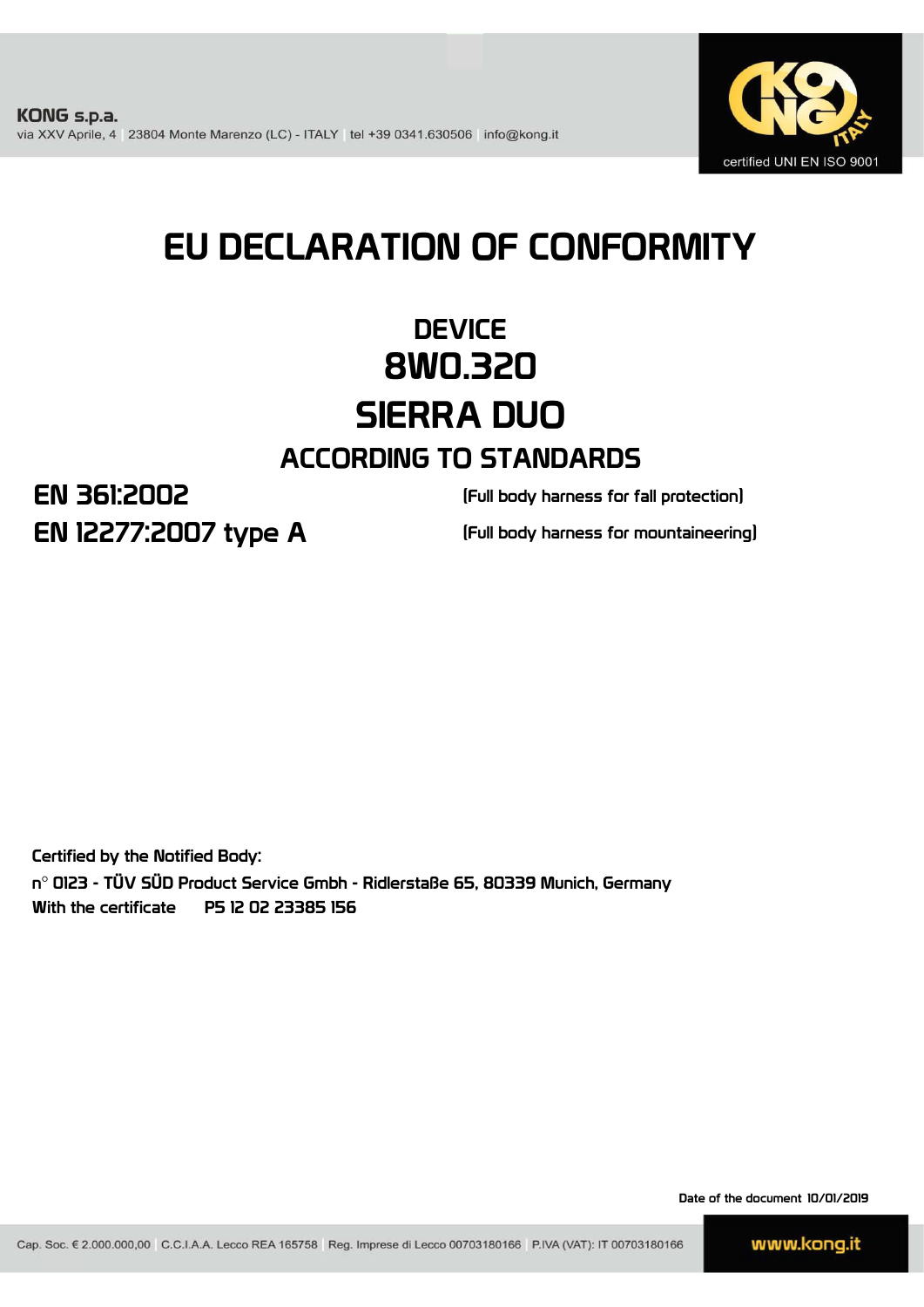KONG s.p.a.
via XXV Aprile, 4 | 23804 Monte Marenzo (LC) - ITALY | tel +39 0341.630506 | info@kong.it

certified UNI EN ISO 9001

# EU DECLARATION OF CONFORMITY

## DEVICE
## 8W0.320
## SIERRA DUO

### ACCORDING TO STANDARDS

| | |
|---|---|
| **EN 361:2002** | (Full body harness for fall protection) |
| **EN 12277:2007 type A** | (Full body harness for mountaineering) |

Certified by the Notified Body:
n° 0123 - TÜV SÜD Product Service Gmbh - Ridlerstaße 65, 80339 Munich, Germany
With the certificate P5 12 02 23385 156

Date of the document 10/01/2019

Cap. Soc. € 2.000.000,00 | C.C.I.A.A. Lecco REA 165758 | Reg. Imprese di Lecco 00703180166 | P.IVA (VAT): IT 00703180166

www.kong.it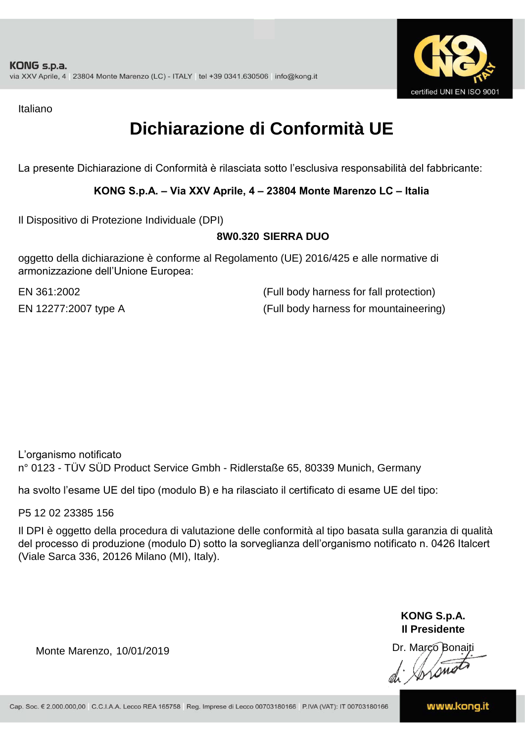Italiano

# Dichiarazione di Conformità UE

La presente Dichiarazione di Conformità è rilasciata sotto l'esclusiva responsabilità del fabbricante:

**KONG S.p.A. – Via XXV Aprile, 4 – 23804 Monte Marenzo LC – Italia**

Il Dispositivo di Protezione Individuale (DPI)

**8W0.320 SIERRA DUO**

oggetto della dichiarazione è conforme al Regolamento (UE) 2016/425 e alle normative di armonizzazione dell'Unione Europea:

EN 361:2002 (Full body harness for fall protection)

EN 12277:2007 type A (Full body harness for mountaineering)

L'organismo notificato
n° 0123 - TÜV SÜD Product Service Gmbh - Ridlerstaße 65, 80339 Munich, Germany

ha svolto l'esame UE del tipo (modulo B) e ha rilasciato il certificato di esame UE del tipo:

P5 12 02 23385 156

Il DPI è oggetto della procedura di valutazione delle conformità al tipo basata sulla garanzia di qualità del processo di produzione (modulo D) sotto la sorveglianza dell'organismo notificato n. 0426 Italcert (Viale Sarca 336, 20126 Milano (MI), Italy).

Monte Marenzo, 10/01/2019

**KONG S.p.A.**
**Il Presidente**
Dr. Marco Bonaiti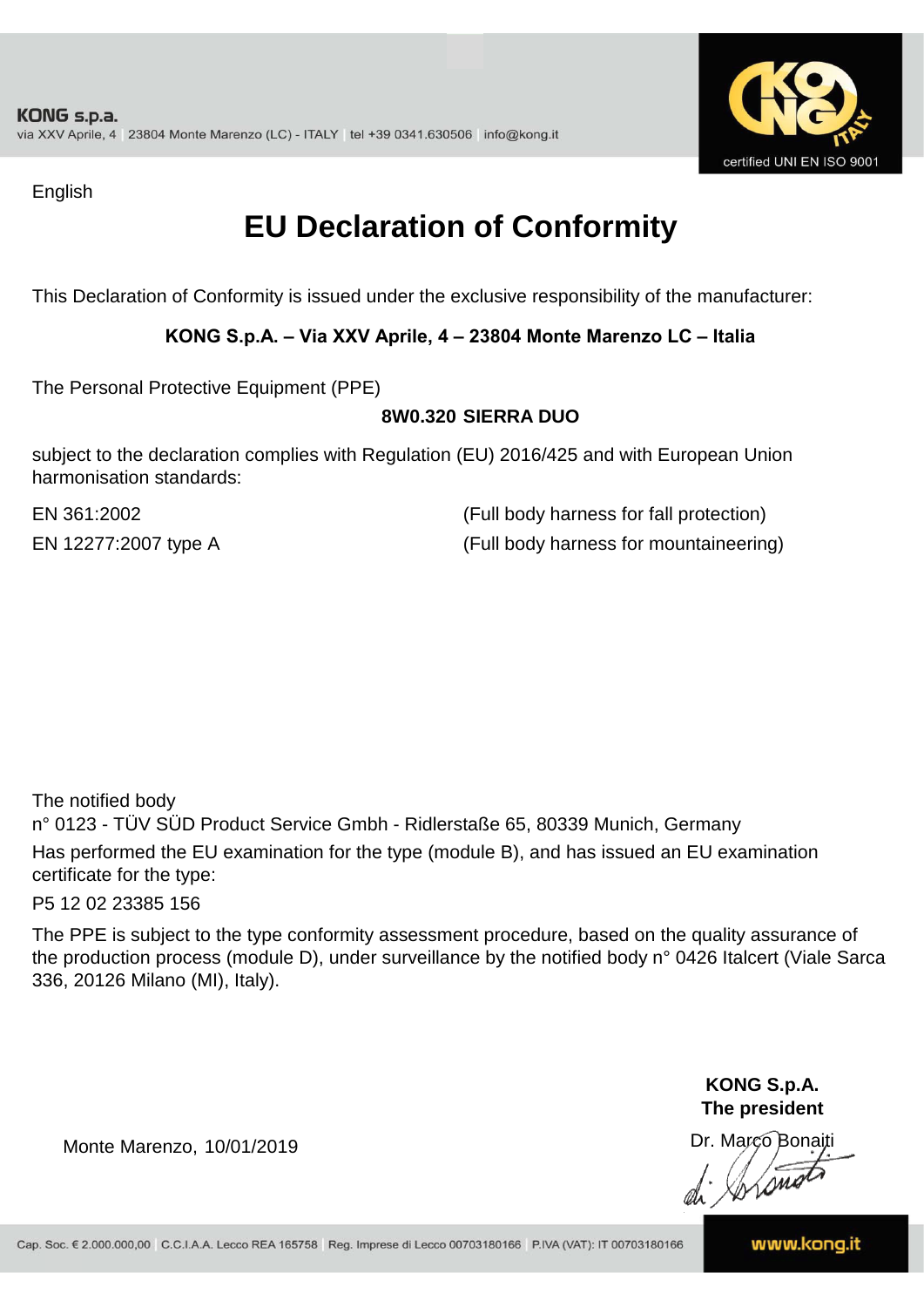English

# EU Declaration of Conformity

This Declaration of Conformity is issued under the exclusive responsibility of the manufacturer:

**KONG S.p.A. – Via XXV Aprile, 4 – 23804 Monte Marenzo LC – Italia**

The Personal Protective Equipment (PPE)

**8W0.320 SIERRA DUO**

subject to the declaration complies with Regulation (EU) 2016/425 and with European Union harmonisation standards:

| | |
|---|---|
| EN 361:2002 | (Full body harness for fall protection) |
| EN 12277:2007 type A | (Full body harness for mountaineering) |

The notified body
n° 0123 - TÜV SÜD Product Service Gmbh - Ridlerstaße 65, 80339 Munich, Germany
Has performed the EU examination for the type (module B), and has issued an EU examination certificate for the type:

P5 12 02 23385 156

The PPE is subject to the type conformity assessment procedure, based on the quality assurance of the production process (module D), under surveillance by the notified body n° 0426 Italcert (Viale Sarca 336, 20126 Milano (MI), Italy).

**KONG S.p.A.**
**The president**
Dr. Marco Bonaiti

Monte Marenzo, 10/01/2019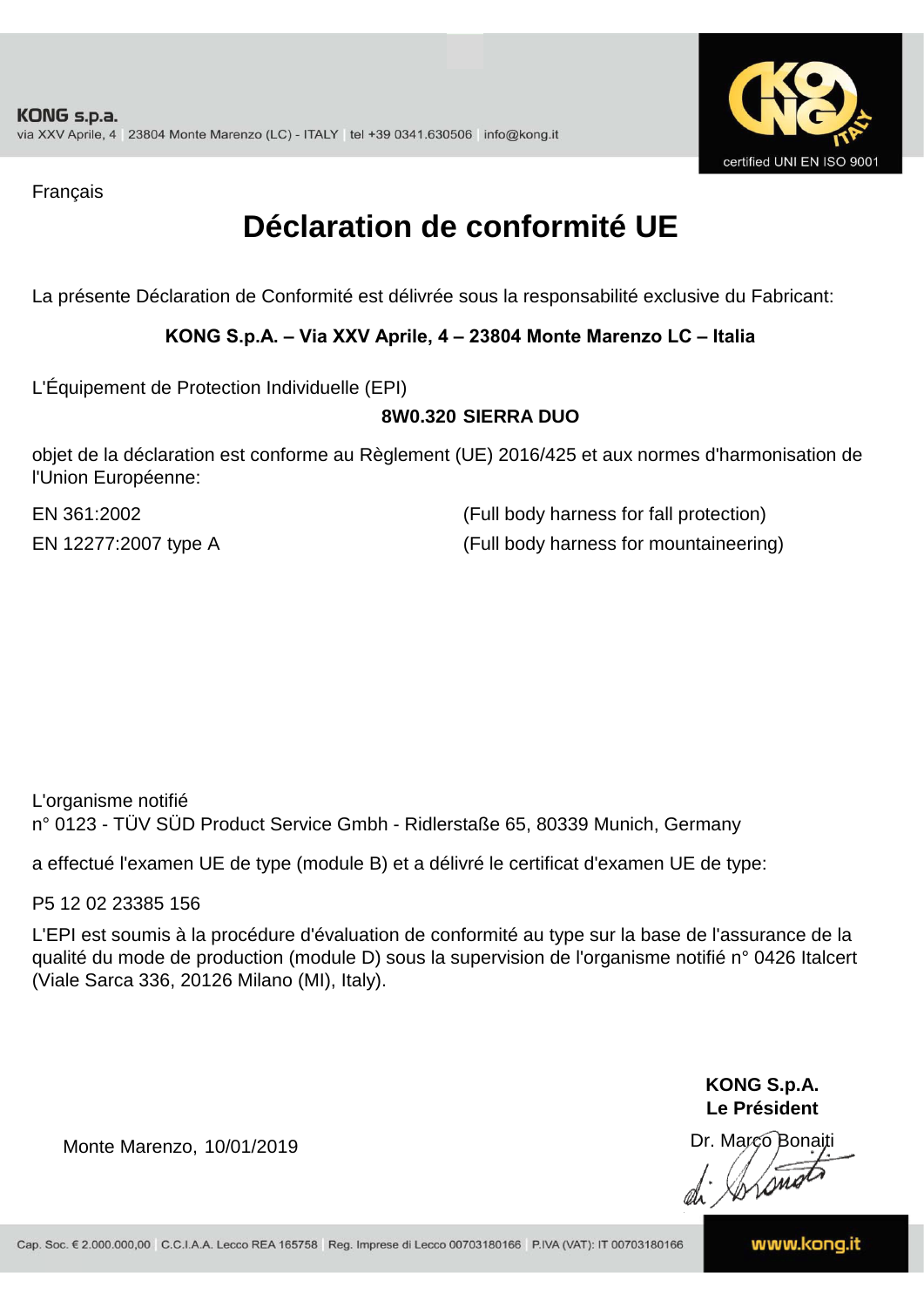Français

# Déclaration de conformité UE

La présente Déclaration de Conformité est délivrée sous la responsabilité exclusive du Fabricant:

**KONG S.p.A. – Via XXV Aprile, 4 – 23804 Monte Marenzo LC – Italia**

L'Équipement de Protection Individuelle (EPI)

**8W0.320 SIERRA DUO**

objet de la déclaration est conforme au Règlement (UE) 2016/425 et aux normes d'harmonisation de l'Union Européenne:

| | |
|---|---|
| EN 361:2002 | (Full body harness for fall protection) |
| EN 12277:2007 type A | (Full body harness for mountaineering) |

L'organisme notifié
n° 0123 - TÜV SÜD Product Service Gmbh - Ridlerstaße 65, 80339 Munich, Germany

a effectué l'examen UE de type (module B) et a délivré le certificat d'examen UE de type:

P5 12 02 23385 156

L'EPI est soumis à la procédure d'évaluation de conformité au type sur la base de l'assurance de la qualité du mode de production (module D) sous la supervision de l'organisme notifié n° 0426 Italcert (Viale Sarca 336, 20126 Milano (MI), Italy).

Monte Marenzo, 10/01/2019

**KONG S.p.A.**
**Le Président**
Dr. Marco Bonaiti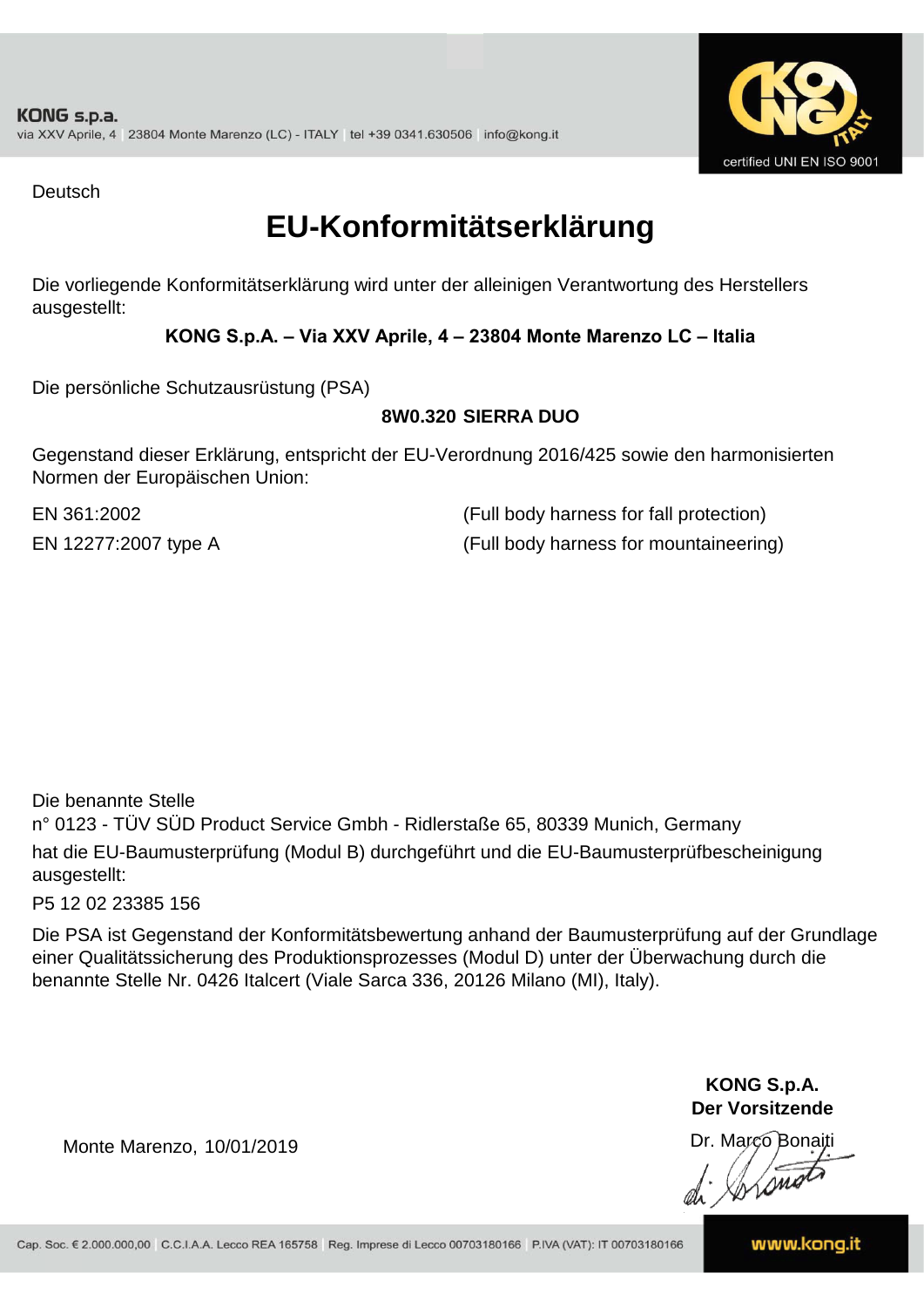KONG s.p.a.
via XXV Aprile, 4 | 23804 Monte Marenzo (LC) - ITALY | tel +39 0341.630506 | info@kong.it

certified UNI EN ISO 9001

Deutsch

# EU-Konformitätserklärung

Die vorliegende Konformitätserklärung wird unter der alleinigen Verantwortung des Herstellers ausgestellt:

**KONG S.p.A. – Via XXV Aprile, 4 – 23804 Monte Marenzo LC – Italia**

Die persönliche Schutzausrüstung (PSA)

**8W0.320 SIERRA DUO**

Gegenstand dieser Erklärung, entspricht der EU-Verordnung 2016/425 sowie den harmonisierten Normen der Europäischen Union:

| | |
|---|---|
| EN 361:2002 | (Full body harness for fall protection) |
| EN 12277:2007 type A | (Full body harness for mountaineering) |

Die benannte Stelle
n° 0123 - TÜV SÜD Product Service Gmbh - Ridlerstaße 65, 80339 Munich, Germany
hat die EU-Baumusterprüfung (Modul B) durchgeführt und die EU-Baumusterprüfbescheinigung ausgestellt:

P5 12 02 23385 156

Die PSA ist Gegenstand der Konformitätsbewertung anhand der Baumusterprüfung auf der Grundlage einer Qualitätssicherung des Produktionsprozesses (Modul D) unter der Überwachung durch die benannte Stelle Nr. 0426 Italcert (Viale Sarca 336, 20126 Milano (MI), Italy).

Monte Marenzo, 10/01/2019

**KONG S.p.A.**
**Der Vorsitzende**
Dr. Marco Bonaiti

Cap. Soc. € 2.000.000,00 | C.C.I.A.A. Lecco REA 165758 | Reg. Imprese di Lecco 00703180166 | P.IVA (VAT): IT 00703180166

www.kong.it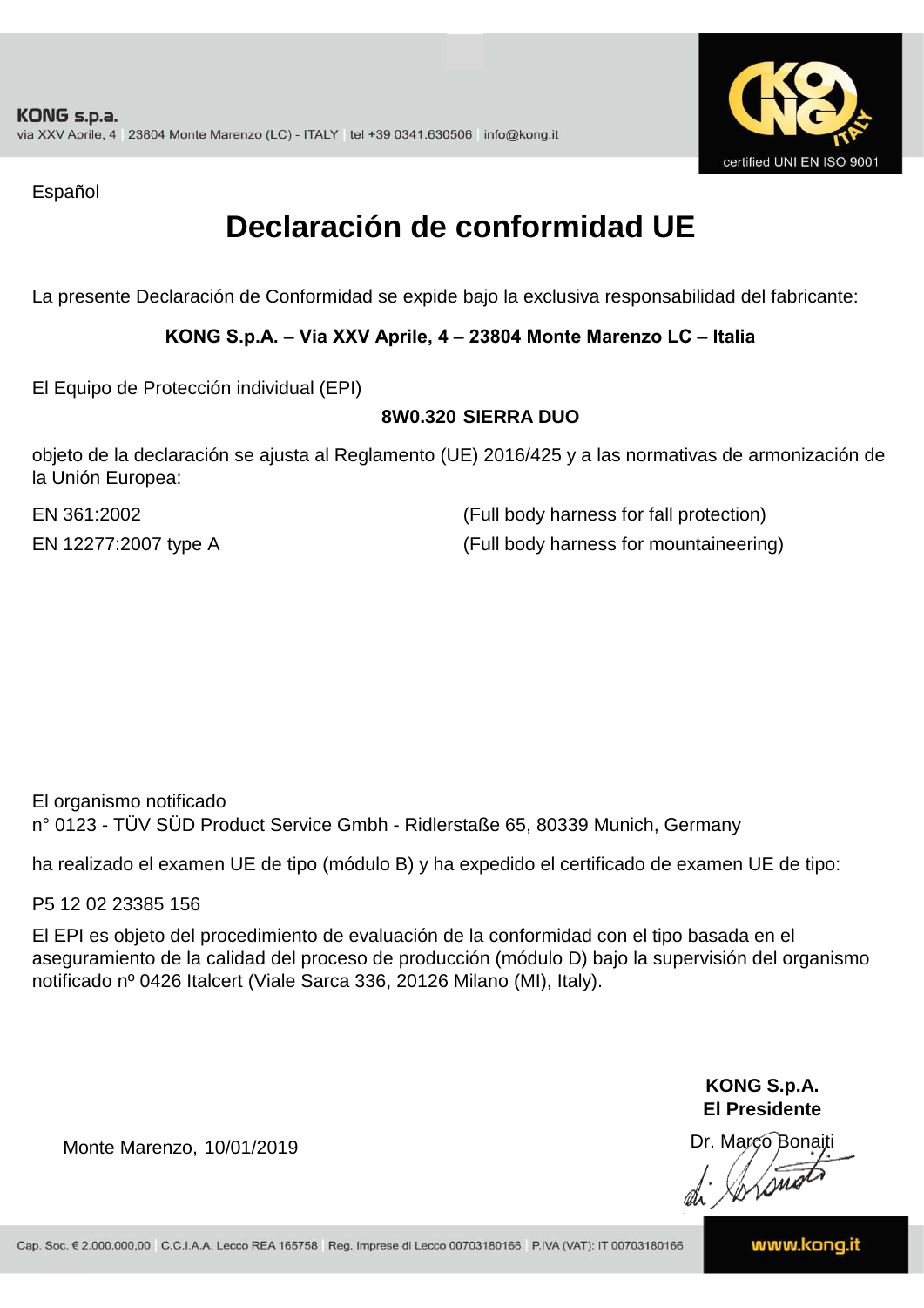Español

# Declaración de conformidad UE

La presente Declaración de Conformidad se expide bajo la exclusiva responsabilidad del fabricante:

**KONG S.p.A. – Via XXV Aprile, 4 – 23804 Monte Marenzo LC – Italia**

El Equipo de Protección individual (EPI)

**8W0.320 SIERRA DUO**

objeto de la declaración se ajusta al Reglamento (UE) 2016/425 y a las normativas de armonización de la Unión Europea:

| | |
|---|---|
| EN 361:2002 | (Full body harness for fall protection) |
| EN 12277:2007 type A | (Full body harness for mountaineering) |

El organismo notificado
n° 0123 - TÜV SÜD Product Service Gmbh - Ridlerstaße 65, 80339 Munich, Germany

ha realizado el examen UE de tipo (módulo B) y ha expedido el certificado de examen UE de tipo:

P5 12 02 23385 156

El EPI es objeto del procedimiento de evaluación de la conformidad con el tipo basada en el aseguramiento de la calidad del proceso de producción (módulo D) bajo la supervisión del organismo notificado nº 0426 Italcert (Viale Sarca 336, 20126 Milano (MI), Italy).

**KONG S.p.A.**
**El Presidente**

Monte Marenzo, 10/01/2019

Dr. Marco Bonaiti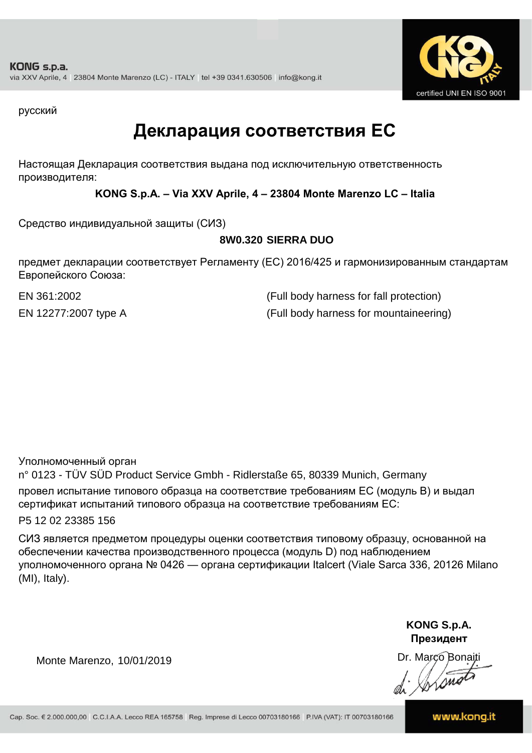KONG s.p.a.
via XXV Aprile, 4 | 23804 Monte Marenzo (LC) - ITALY | tel +39 0341.630506 | info@kong.it

certified UNI EN ISO 9001

русский

# Декларация соответствия ЕС

Настоящая Декларация соответствия выдана под исключительную ответственность производителя:

**KONG S.p.A. – Via XXV Aprile, 4 – 23804 Monte Marenzo LC – Italia**

Средство индивидуальной защиты (СИЗ)

**8W0.320 SIERRA DUO**

предмет декларации соответствует Регламенту (ЕС) 2016/425 и гармонизированным стандартам Европейского Союза:

| | |
|---|---|
| EN 361:2002 | (Full body harness for fall protection) |
| EN 12277:2007 type A | (Full body harness for mountaineering) |

Уполномоченный орган
n° 0123 - TÜV SÜD Product Service Gmbh - Ridlerstaße 65, 80339 Munich, Germany
провел испытание типового образца на соответствие требованиям ЕС (модуль B) и выдал сертификат испытаний типового образца на соответствие требованиям ЕС:

P5 12 02 23385 156

СИЗ является предметом процедуры оценки соответствия типовому образцу, основанной на обеспечении качества производственного процесса (модуль D) под наблюдением уполномоченного органа № 0426 — органа сертификации Italcert (Viale Sarca 336, 20126 Milano (MI), Italy).

Monte Marenzo, 10/01/2019

**KONG S.p.A.**
**Президент**
Dr. Marco Bonaiti

Cap. Soc. € 2.000.000,00 | C.C.I.A.A. Lecco REA 165758 | Reg. Imprese di Lecco 00703180166 | P.IVA (VAT): IT 00703180166 | www.kong.it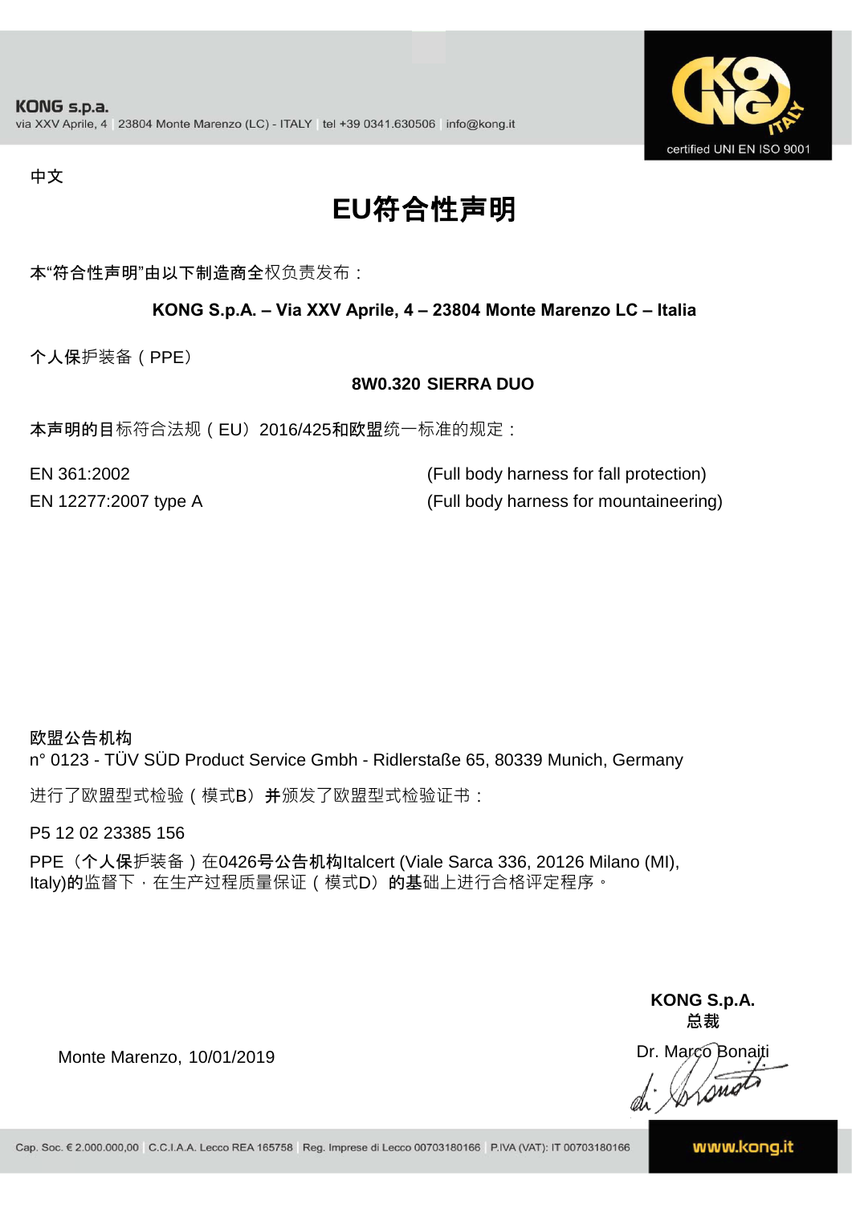**KONG s.p.a.**
via XXV Aprile, 4 | 23804 Monte Marenzo (LC) - ITALY | tel +39 0341.630506 | info@kong.it

certified UNI EN ISO 9001

中文

# EU符合性声明

本“符合性声明”由以下制造商全权负责发布：

**KONG S.p.A. – Via XXV Aprile, 4 – 23804 Monte Marenzo LC – Italia**

个人保护装备（PPE）

**8W0.320 SIERRA DUO**

本声明的目标符合法规（EU）2016/425和欧盟统一标准的规定：

| | |
|---|---|
| EN 361:2002 | (Full body harness for fall protection) |
| EN 12277:2007 type A | (Full body harness for mountaineering) |

**欧盟公告机构**
n° 0123 - TÜV SÜD Product Service Gmbh - Ridlerstaße 65, 80339 Munich, Germany

进行了欧盟型式检验（模式B）并颁发了欧盟型式检验证书：

P5 12 02 23385 156

PPE（个人保护装备）在0426号公告机构Italcert (Viale Sarca 336, 20126 Milano (MI), Italy)的监督下，在生产过程质量保证（模式D）的基础上进行合格评定程序。

Monte Marenzo, 10/01/2019

**KONG S.p.A.**
**总裁**
Dr. Marco Bonaiti

Cap. Soc. € 2.000.000,00 | C.C.I.A.A. Lecco REA 165758 | Reg. Imprese di Lecco 00703180166 | P.IVA (VAT): IT 00703180166

www.kong.it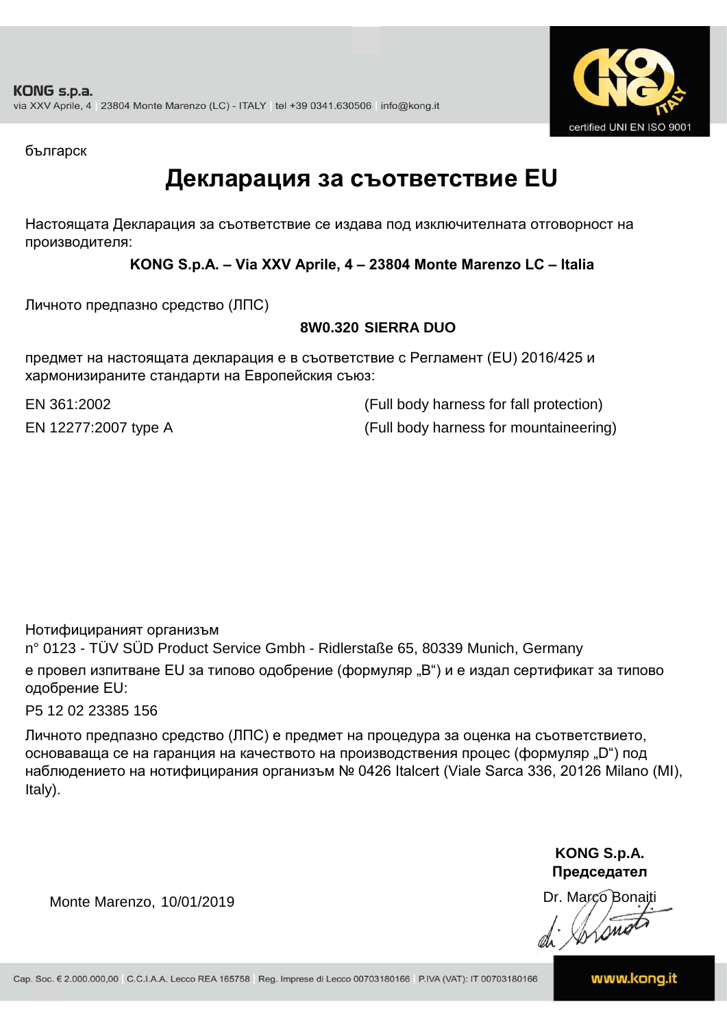български

# Декларация за съответствие EU

Настоящата Декларация за съответствие се издава под изключителната отговорност на производителя:

**KONG S.p.A. – Via XXV Aprile, 4 – 23804 Monte Marenzo LC – Italia**

Личното предпазно средство (ЛПС)

**8W0.320 SIERRA DUO**

предмет на настоящата декларация е в съответствие с Регламент (EU) 2016/425 и хармонизираните стандарти на Европейския съюз:

| | |
|---|---|
| EN 361:2002 | (Full body harness for fall protection) |
| EN 12277:2007 type A | (Full body harness for mountaineering) |

Нотифицираният организъм
n° 0123 - TÜV SÜD Product Service Gmbh - Ridlerstaße 65, 80339 Munich, Germany

е провел изпитване EU за типово одобрение (формуляр „B“) и е издал сертификат за типово одобрение EU:

P5 12 02 23385 156

Личното предпазно средство (ЛПС) е предмет на процедура за оценка на съответствието, основаваща се на гаранция на качеството на производствения процес (формуляр „D“) под наблюдението на нотифицирания организъм № 0426 Italcert (Viale Sarca 336, 20126 Milano (MI), Italy).

Monte Marenzo, 10/01/2019

**KONG S.p.A.**
**Председател**
Dr. Marco Bonaiti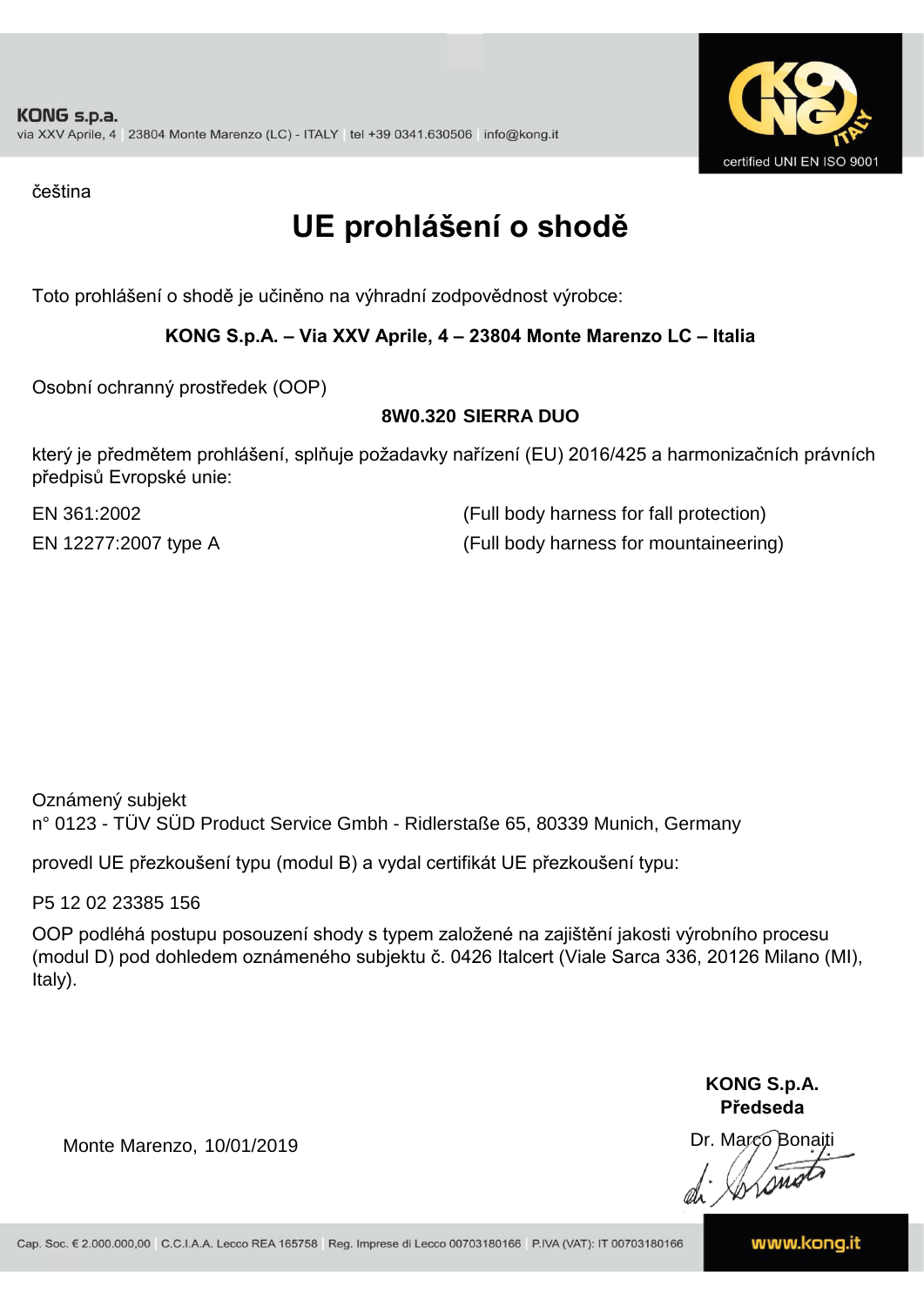čeština

# UE prohlášení o shodě

Toto prohlášení o shodě je učiněno na výhradní zodpovědnost výrobce:

**KONG S.p.A. – Via XXV Aprile, 4 – 23804 Monte Marenzo LC – Italia**

Osobní ochranný prostředek (OOP)

**8W0.320 SIERRA DUO**

který je předmětem prohlášení, splňuje požadavky nařízení (EU) 2016/425 a harmonizačních právních předpisů Evropské unie:

EN 361:2002 (Full body harness for fall protection)

EN 12277:2007 type A (Full body harness for mountaineering)

Oznámený subjekt
n° 0123 - TÜV SÜD Product Service Gmbh - Ridlerstaße 65, 80339 Munich, Germany

provedl UE přezkoušení typu (modul B) a vydal certifikát UE přezkoušení typu:

P5 12 02 23385 156

OOP podléhá postupu posouzení shody s typem založené na zajištění jakosti výrobního procesu (modul D) pod dohledem oznámeného subjektu č. 0426 Italcert (Viale Sarca 336, 20126 Milano (MI), Italy).

Monte Marenzo, 10/01/2019

**KONG S.p.A.**
**Předseda**
Dr. Marco Bonaiti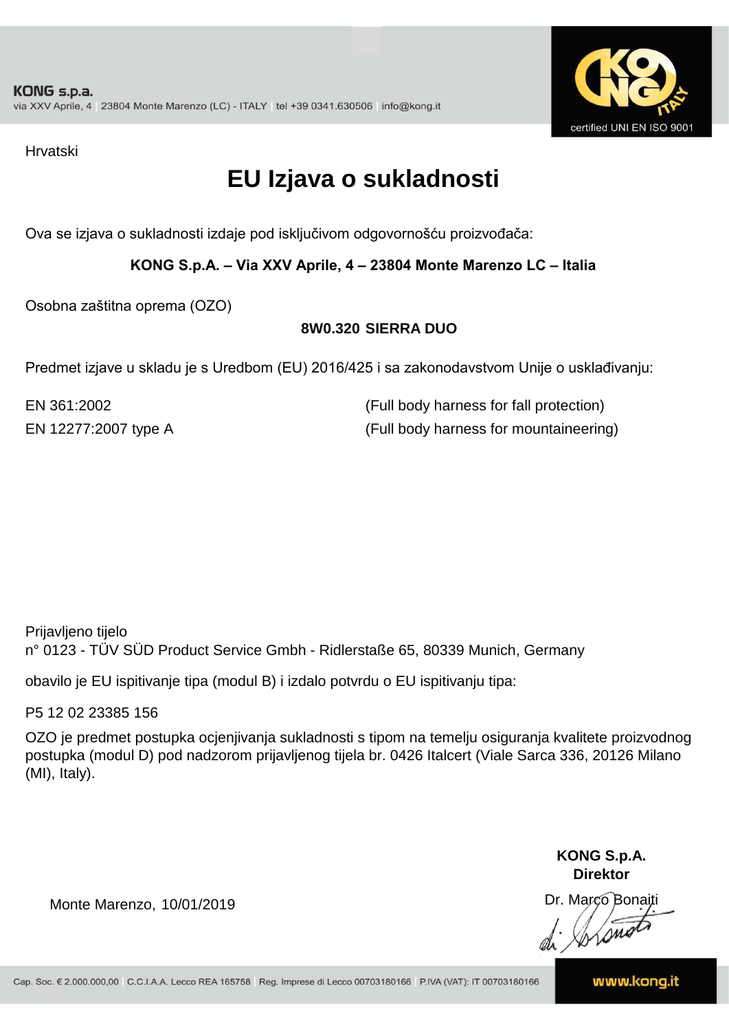KONG s.p.a.
via XXV Aprile, 4 | 23804 Monte Marenzo (LC) - ITALY | tel +39 0341.630506 | info@kong.it

certified UNI EN ISO 9001

Hrvatski

# EU Izjava o sukladnosti

Ova se izjava o sukladnosti izdaje pod isključivom odgovornošću proizvođača:

**KONG S.p.A. – Via XXV Aprile, 4 – 23804 Monte Marenzo LC – Italia**

Osobna zaštitna oprema (OZO)

**8W0.320 SIERRA DUO**

Predmet izjave u skladu je s Uredbom (EU) 2016/425 i sa zakonodavstvom Unije o usklađivanju:

EN 361:2002 (Full body harness for fall protection)
EN 12277:2007 type A (Full body harness for mountaineering)

Prijavljeno tijelo
n° 0123 - TÜV SÜD Product Service Gmbh - Ridlerstaße 65, 80339 Munich, Germany

obavilo je EU ispitivanje tipa (modul B) i izdalo potvrdu o EU ispitivanju tipa:

P5 12 02 23385 156

OZO je predmet postupka ocjenjivanja sukladnosti s tipom na temelju osiguranja kvalitete proizvodnog postupka (modul D) pod nadzorom prijavljenog tijela br. 0426 Italcert (Viale Sarca 336, 20126 Milano (MI), Italy).

Monte Marenzo, 10/01/2019

**KONG S.p.A.**
**Direktor**
Dr. Marco Bonaiti

Cap. Soc. € 2.000.000,00 | C.C.I.A.A. Lecco REA 165758 | Reg. Imprese di Lecco 00703180166 | P.IVA (VAT): IT 00703180166

www.kong.it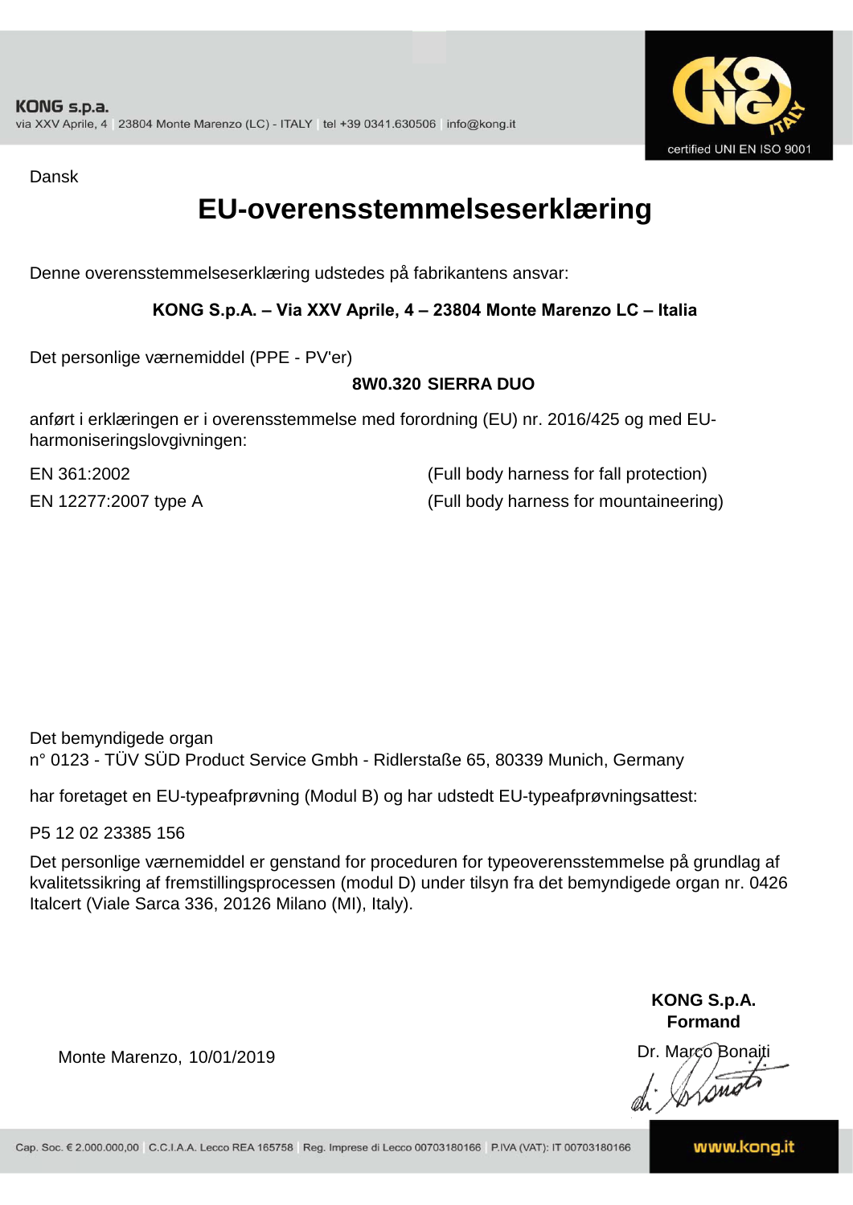KONG s.p.a.
via XXV Aprile, 4 | 23804 Monte Marenzo (LC) - ITALY | tel +39 0341.630506 | info@kong.it

certified UNI EN ISO 9001

Dansk

# EU-overensstemmelseserklæring

Denne overensstemmelseserklæring udstedes på fabrikantens ansvar:

**KONG S.p.A. – Via XXV Aprile, 4 – 23804 Monte Marenzo LC – Italia**

Det personlige værnemiddel (PPE - PV'er)

**8W0.320 SIERRA DUO**

anført i erklæringen er i overensstemmelse med forordning (EU) nr. 2016/425 og med EU-harmoniseringslovgivningen:

| | |
|---|---|
| EN 361:2002 | (Full body harness for fall protection) |
| EN 12277:2007 type A | (Full body harness for mountaineering) |

Det bemyndigede organ
n° 0123 - TÜV SÜD Product Service Gmbh - Ridlerstaße 65, 80339 Munich, Germany

har foretaget en EU-typeafprøvning (Modul B) og har udstedt EU-typeafprøvningsattest:

P5 12 02 23385 156

Det personlige værnemiddel er genstand for proceduren for typeoverensstemmelse på grundlag af kvalitetssikring af fremstillingsprocessen (modul D) under tilsyn fra det bemyndigede organ nr. 0426 Italcert (Viale Sarca 336, 20126 Milano (MI), Italy).

**KONG S.p.A.**
**Formand**

Monte Marenzo, 10/01/2019

Dr. Marco Bonaiti

Cap. Soc. € 2.000.000,00 | C.C.I.A.A. Lecco REA 165758 | Reg. Imprese di Lecco 00703180166 | P.IVA (VAT): IT 00703180166

www.kong.it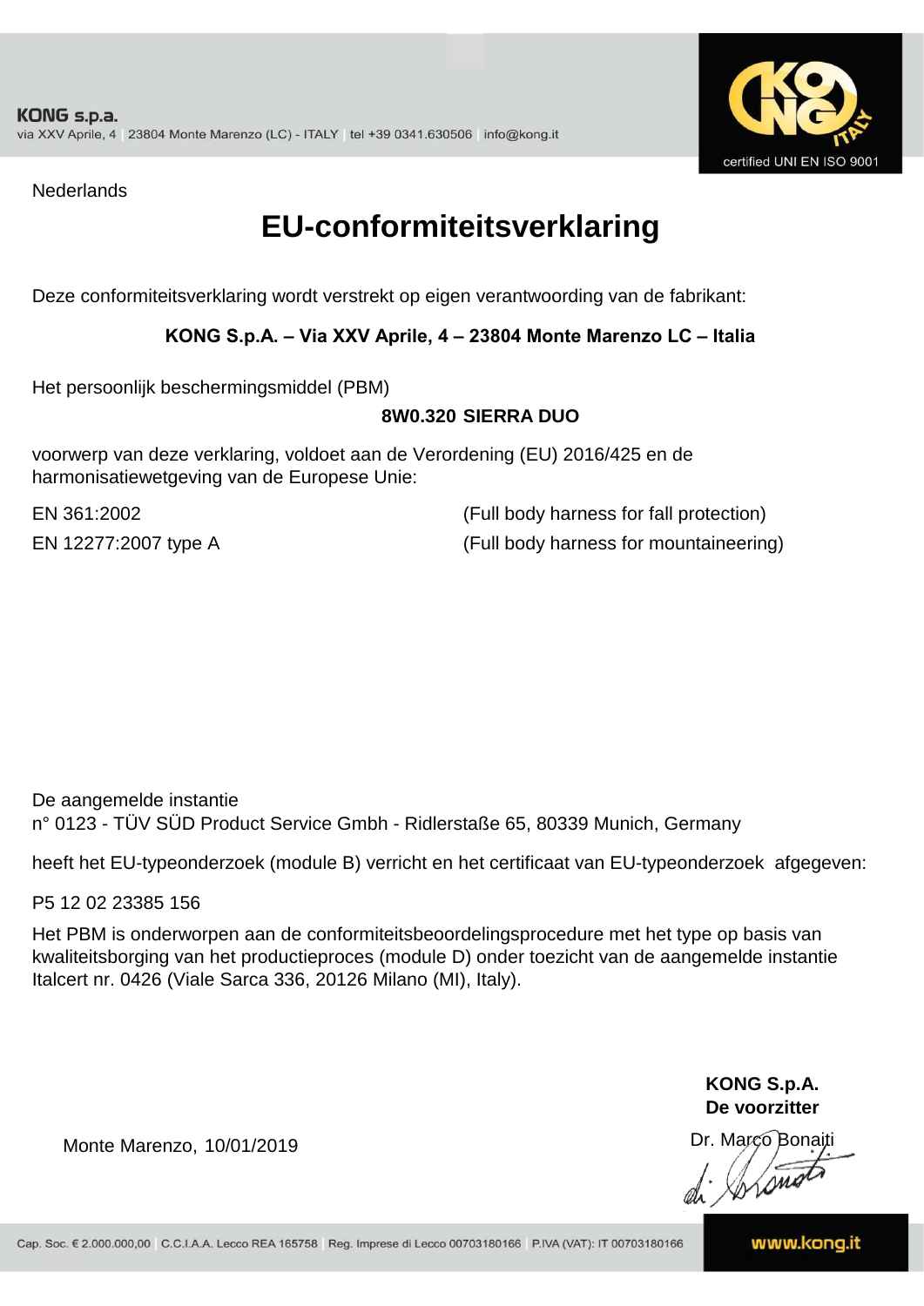KONG s.p.a.
via XXV Aprile, 4 | 23804 Monte Marenzo (LC) - ITALY | tel +39 0341.630506 | info@kong.it

certified UNI EN ISO 9001

Nederlands

# EU-conformiteitsverklaring

Deze conformiteitsverklaring wordt verstrekt op eigen verantwoording van de fabrikant:

**KONG S.p.A. – Via XXV Aprile, 4 – 23804 Monte Marenzo LC – Italia**

Het persoonlijk beschermingsmiddel (PBM)

**8W0.320 SIERRA DUO**

voorwerp van deze verklaring, voldoet aan de Verordening (EU) 2016/425 en de harmonisatiewetgeving van de Europese Unie:

| | |
|---|---|
| EN 361:2002 | (Full body harness for fall protection) |
| EN 12277:2007 type A | (Full body harness for mountaineering) |

De aangemelde instantie
n° 0123 - TÜV SÜD Product Service Gmbh - Ridlerstaße 65, 80339 Munich, Germany

heeft het EU-typeonderzoek (module B) verricht en het certificaat van EU-typeonderzoek afgegeven:

P5 12 02 23385 156

Het PBM is onderworpen aan de conformiteitsbeoordelingsprocedure met het type op basis van kwaliteitsborging van het productieproces (module D) onder toezicht van de aangemelde instantie Italcert nr. 0426 (Viale Sarca 336, 20126 Milano (MI), Italy).

Monte Marenzo, 10/01/2019

**KONG S.p.A.**
**De voorzitter**
Dr. Marco Bonaiti

Cap. Soc. € 2.000.000,00 | C.C.I.A.A. Lecco REA 165758 | Reg. Imprese di Lecco 00703180166 | P.IVA (VAT): IT 00703180166

www.kong.it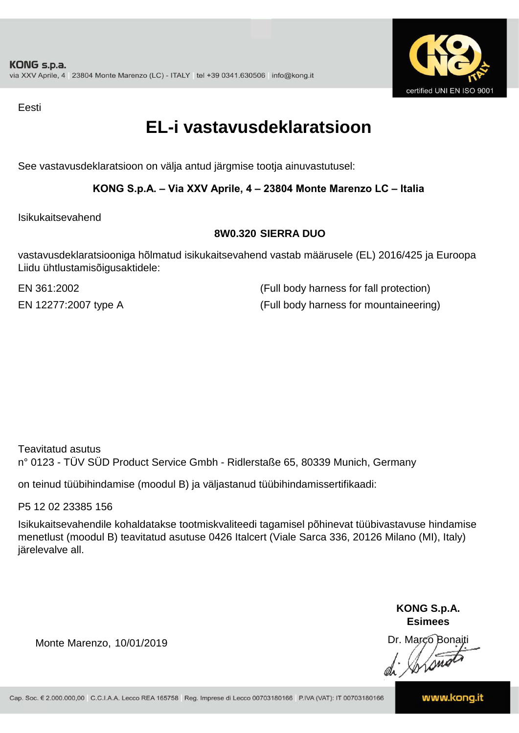Eesti

# EL-i vastavusdeklaratsioon

See vastavusdeklaratsioon on välja antud järgmise tootja ainuvastutusel:

**KONG S.p.A. – Via XXV Aprile, 4 – 23804 Monte Marenzo LC – Italia**

Isikukaitsevahend

**8W0.320 SIERRA DUO**

vastavusdeklaratsiooniga hõlmatud isikukaitsevahend vastab määrusele (EL) 2016/425 ja Euroopa Liidu ühtlustamisõigusaktidele:

EN 361:2002 (Full body harness for fall protection)

EN 12277:2007 type A (Full body harness for mountaineering)

Teavitatud asutus
n° 0123 - TÜV SÜD Product Service Gmbh - Ridlerstaße 65, 80339 Munich, Germany

on teinud tüübihindamise (moodul B) ja väljastanud tüübihindamissertifikaadi:

P5 12 02 23385 156

Isikukaitsevahendile kohaldatakse tootmiskvaliteedi tagamisel põhinevat tüübivastavuse hindamise menetlust (moodul B) teavitatud asutuse 0426 Italcert (Viale Sarca 336, 20126 Milano (MI), Italy) järelevalve all.

Monte Marenzo, 10/01/2019

**KONG S.p.A.**
**Esimees**
Dr. Marco Bonaiti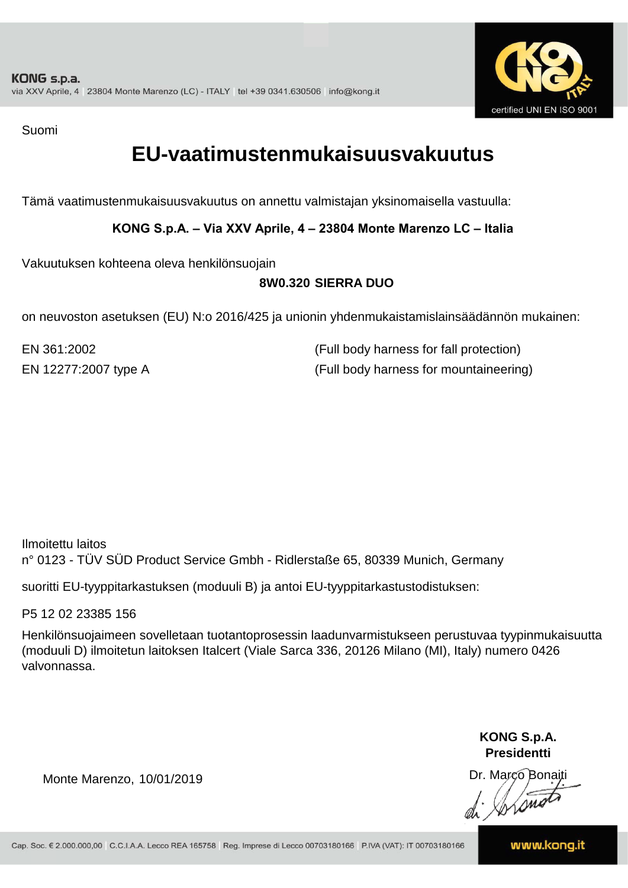**KONG s.p.a.**
via XXV Aprile, 4 | 23804 Monte Marenzo (LC) - ITALY | tel +39 0341.630506 | info@kong.it

certified UNI EN ISO 9001

Suomi

# EU-vaatimustenmukaisuusvakuutus

Tämä vaatimustenmukaisuusvakuutus on annettu valmistajan yksinomaisella vastuulla:

**KONG S.p.A. – Via XXV Aprile, 4 – 23804 Monte Marenzo LC – Italia**

Vakuutuksen kohteena oleva henkilönsuojain

**8W0.320 SIERRA DUO**

on neuvoston asetuksen (EU) N:o 2016/425 ja unionin yhdenmukaistamislainsäädännön mukainen:

| | |
|---|---|
| EN 361:2002 | (Full body harness for fall protection) |
| EN 12277:2007 type A | (Full body harness for mountaineering) |

Ilmoitettu laitos
n° 0123 - TÜV SÜD Product Service Gmbh - Ridlerstaße 65, 80339 Munich, Germany

suoritti EU-tyyppitarkastuksen (moduuli B) ja antoi EU-tyyppitarkastustodistuksen:

P5 12 02 23385 156

Henkilönsuojaimeen sovelletaan tuotantoprosessin laadunvarmistukseen perustuvaa tyypinmukaisuutta (moduuli D) ilmoitetun laitoksen Italcert (Viale Sarca 336, 20126 Milano (MI), Italy) numero 0426 valvonnassa.

Monte Marenzo, 10/01/2019

**KONG S.p.A.**
**Presidentti**
Dr. Marco Bonaiti

Cap. Soc. € 2.000.000,00 | C.C.I.A.A. Lecco REA 165758 | Reg. Imprese di Lecco 00703180166 | P.IVA (VAT): IT 00703180166

www.kong.it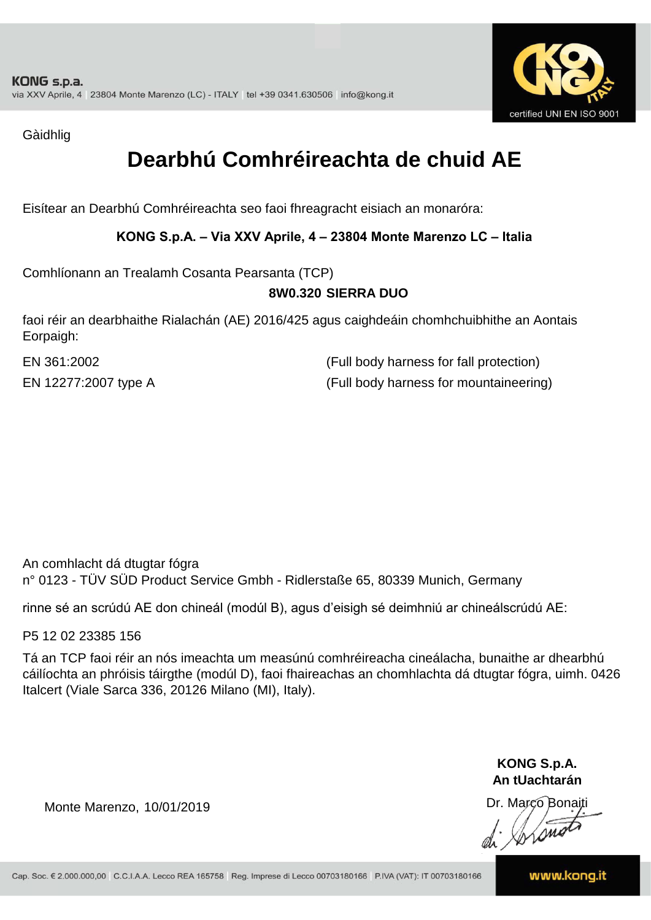Gàidhlig

# Dearbhú Comhréireachta de chuid AE

Eisítear an Dearbhú Comhréireachta seo faoi fhreagracht eisiach an monaróra:

**KONG S.p.A. – Via XXV Aprile, 4 – 23804 Monte Marenzo LC – Italia**

Comhlíonann an Trealamh Cosanta Pearsanta (TCP)

**8W0.320 SIERRA DUO**

faoi réir an dearbhaithe Rialachán (AE) 2016/425 agus caighdeáin chomhchuibhithe an Aontais Eorpaigh:

| | |
|---|---|
| EN 361:2002 | (Full body harness for fall protection) |
| EN 12277:2007 type A | (Full body harness for mountaineering) |

An comhlacht dá dtugtar fógra
n° 0123 - TÜV SÜD Product Service Gmbh - Ridlerstaße 65, 80339 Munich, Germany

rinne sé an scrúdú AE don chineál (modúl B), agus d'eisigh sé deimhniú ar chineálscrúdú AE:

P5 12 02 23385 156

Tá an TCP faoi réir an nós imeachta um measúnú comhréireacha cineálacha, bunaithe ar dhearbhú cáilíochta an phróisis táirgthe (modúl D), faoi fhaireachas an chomhlachta dá dtugtar fógra, uimh. 0426 Italcert (Viale Sarca 336, 20126 Milano (MI), Italy).

Monte Marenzo, 10/01/2019

**KONG S.p.A.**
**An tUachtarán**
Dr. Marco Bonaiti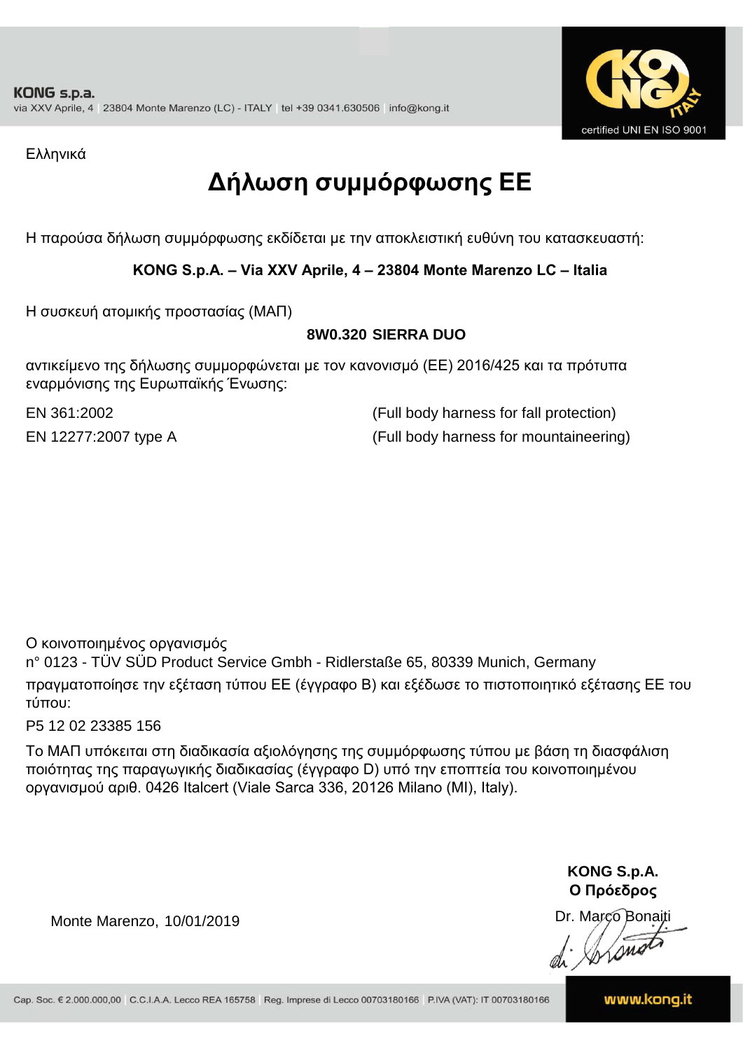KONG s.p.a.
via XXV Aprile, 4 | 23804 Monte Marenzo (LC) - ITALY | tel +39 0341.630506 | info@kong.it

certified UNI EN ISO 9001

Ελληνικά

# Δήλωση συμμόρφωσης ΕΕ

Η παρούσα δήλωση συμμόρφωσης εκδίδεται με την αποκλειστική ευθύνη του κατασκευαστή:

**KONG S.p.A. – Via XXV Aprile, 4 – 23804 Monte Marenzo LC – Italia**

Η συσκευή ατομικής προστασίας (ΜΑΠ)

**8W0.320 SIERRA DUO**

αντικείμενο της δήλωσης συμμορφώνεται με τον κανονισμό (ΕΕ) 2016/425 και τα πρότυπα εναρμόνισης της Ευρωπαϊκής Ένωσης:

| | |
|---|---|
| EN 361:2002 | (Full body harness for fall protection) |
| EN 12277:2007 type A | (Full body harness for mountaineering) |

Ο κοινοποιημένος οργανισμός
n° 0123 - TÜV SÜD Product Service Gmbh - Ridlerstaße 65, 80339 Munich, Germany
πραγματοποίησε την εξέταση τύπου ΕΕ (έγγραφο B) και εξέδωσε το πιστοποιητικό εξέτασης ΕΕ του τύπου:

P5 12 02 23385 156

Το ΜΑΠ υπόκειται στη διαδικασία αξιολόγησης της συμμόρφωσης τύπου με βάση τη διασφάλιση ποιότητας της παραγωγικής διαδικασίας (έγγραφο D) υπό την εποπτεία του κοινοποιημένου οργανισμού αριθ. 0426 Italcert (Viale Sarca 336, 20126 Milano (MI), Italy).

**KONG S.p.A.**
**Ο Πρόεδρος**

Monte Marenzo, 10/01/2019

Dr. Marco Bonaiti

Cap. Soc. € 2.000.000,00 | C.C.I.A.A. Lecco REA 165758 | Reg. Imprese di Lecco 00703180166 | P.IVA (VAT): IT 00703180166

www.kong.it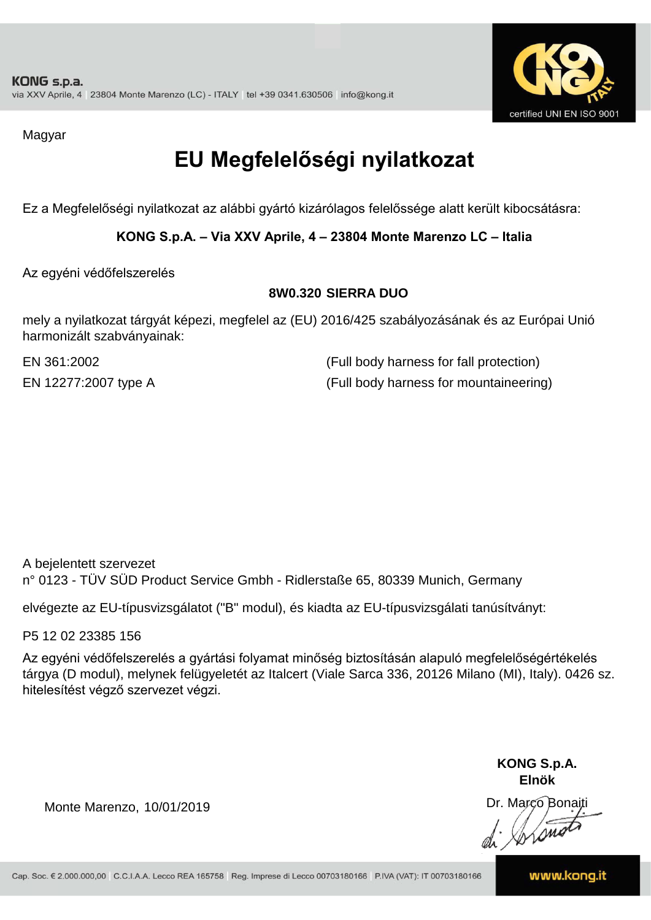Magyar

# EU Megfelelőségi nyilatkozat

Ez a Megfelelőségi nyilatkozat az alábbi gyártó kizárólagos felelőssége alatt került kibocsátásra:

**KONG S.p.A. – Via XXV Aprile, 4 – 23804 Monte Marenzo LC – Italia**

Az egyéni védőfelszerelés

**8W0.320 SIERRA DUO**

mely a nyilatkozat tárgyát képezi, megfelel az (EU) 2016/425 szabályozásának és az Európai Unió harmonizált szabványainak:

| | |
|---|---|
| EN 361:2002 | (Full body harness for fall protection) |
| EN 12277:2007 type A | (Full body harness for mountaineering) |

A bejelentett szervezet
n° 0123 - TÜV SÜD Product Service Gmbh - Ridlerstaße 65, 80339 Munich, Germany

elvégezte az EU-típusvizsgálatot ("B" modul), és kiadta az EU-típusvizsgálati tanúsítványt:

P5 12 02 23385 156

Az egyéni védőfelszerelés a gyártási folyamat minőség biztosításán alapuló megfelelőségértékelés tárgya (D modul), melynek felügyeletét az Italcert (Viale Sarca 336, 20126 Milano (MI), Italy). 0426 sz. hitelesítést végző szervezet végzi.

Monte Marenzo, 10/01/2019

**KONG S.p.A.**
**Elnök**

Dr. Marco Bonaiti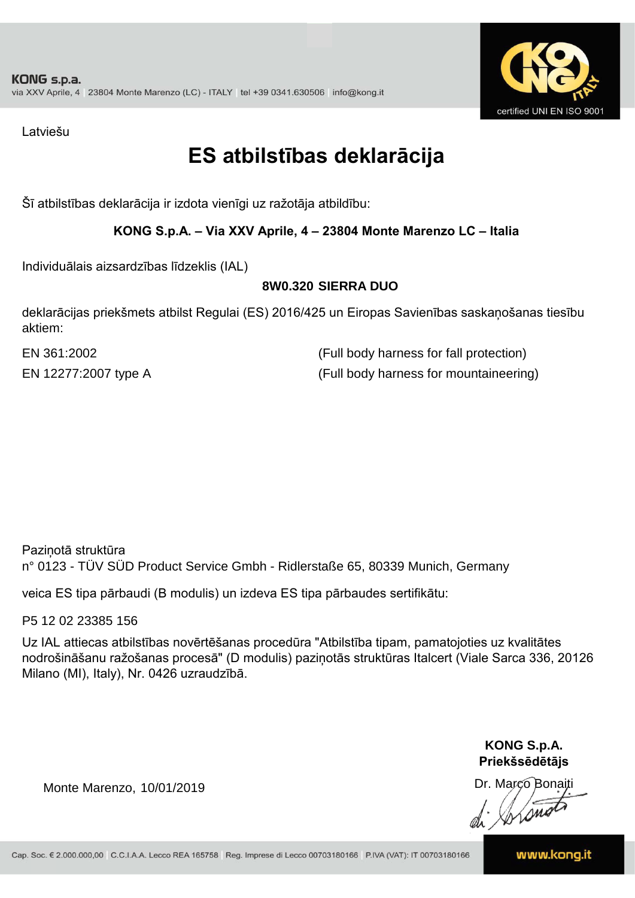KONG s.p.a.
via XXV Aprile, 4 | 23804 Monte Marenzo (LC) - ITALY | tel +39 0341.630506 | info@kong.it

certified UNI EN ISO 9001

Latviešu

# ES atbilstības deklarācija

Šī atbilstības deklarācija ir izdota vienīgi uz ražotāja atbildību:

**KONG S.p.A. – Via XXV Aprile, 4 – 23804 Monte Marenzo LC – Italia**

Individuālais aizsardzības līdzeklis (IAL)

**8W0.320 SIERRA DUO**

deklarācijas priekšmets atbilst Regulai (ES) 2016/425 un Eiropas Savienības saskaņošanas tiesību aktiem:

| | |
|---|---|
| EN 361:2002 | (Full body harness for fall protection) |
| EN 12277:2007 type A | (Full body harness for mountaineering) |

Paziņotā struktūra
n° 0123 - TÜV SÜD Product Service Gmbh - Ridlerstaße 65, 80339 Munich, Germany

veica ES tipa pārbaudi (B modulis) un izdeva ES tipa pārbaudes sertifikātu:

P5 12 02 23385 156

Uz IAL attiecas atbilstības novērtēšanas procedūra "Atbilstība tipam, pamatojoties uz kvalitātes nodrošināšanu ražošanas procesā" (D modulis) paziņotās struktūras Italcert (Viale Sarca 336, 20126 Milano (MI), Italy), Nr. 0426 uzraudzībā.

Monte Marenzo, 10/01/2019

**KONG S.p.A.**
**Priekšsēdētājs**
Dr. Marco Bonaiti

Cap. Soc. € 2.000.000,00 | C.C.I.A.A. Lecco REA 165758 | Reg. Imprese di Lecco 00703180166 | P.IVA (VAT): IT 00703180166

www.kong.it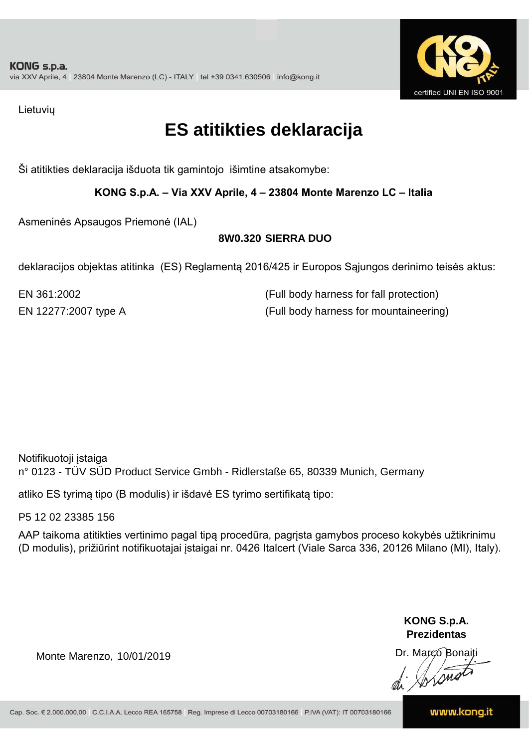KONG s.p.a.
via XXV Aprile, 4 | 23804 Monte Marenzo (LC) - ITALY | tel +39 0341.630506 | info@kong.it

certified UNI EN ISO 9001

Lietuvių

# ES atitikties deklaracija

Ši atitikties deklaracija išduota tik gamintojo išimtine atsakomybe:

**KONG S.p.A. – Via XXV Aprile, 4 – 23804 Monte Marenzo LC – Italia**

Asmeninės Apsaugos Priemonė (IAL)

**8W0.320 SIERRA DUO**

deklaracijos objektas atitinka (ES) Reglamentą 2016/425 ir Europos Sąjungos derinimo teisės aktus:

| | |
|---|---|
| EN 361:2002 | (Full body harness for fall protection) |
| EN 12277:2007 type A | (Full body harness for mountaineering) |

Notifikuotoji įstaiga
n° 0123 - TÜV SÜD Product Service Gmbh - Ridlerstaße 65, 80339 Munich, Germany

atliko ES tyrimą tipo (B modulis) ir išdavė ES tyrimo sertifikatą tipo:

P5 12 02 23385 156

AAP taikoma atitikties vertinimo pagal tipą procedūra, pagrįsta gamybos proceso kokybės užtikrinimu (D modulis), prižiūrint notifikuotajai įstaigai nr. 0426 Italcert (Viale Sarca 336, 20126 Milano (MI), Italy).

**KONG S.p.A.**
**Prezidentas**

Monte Marenzo, 10/01/2019

Dr. Marco Bonaiti

Cap. Soc. € 2.000.000,00 | C.C.I.A.A. Lecco REA 165758 | Reg. Imprese di Lecco 00703180166 | P.IVA (VAT): IT 00703180166

www.kong.it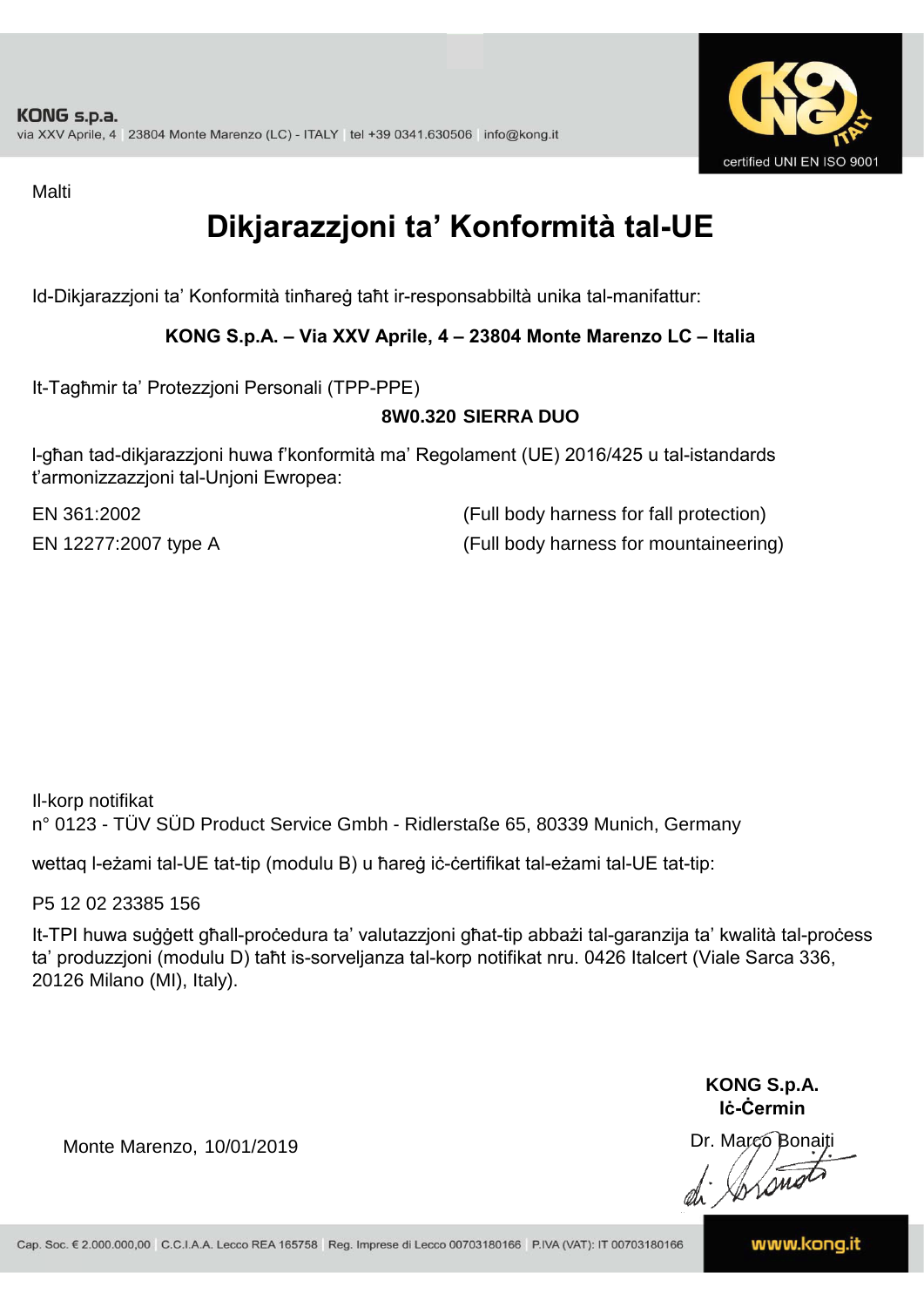Malti

# Dikjarazzjoni ta’ Konformità tal-UE

Id-Dikjarazzjoni ta’ Konformità tinħareġ taħt ir-responsabbiltà unika tal-manifattur:

**KONG S.p.A. – Via XXV Aprile, 4 – 23804 Monte Marenzo LC – Italia**

It-Tagħmir ta’ Protezzjoni Personali (TPP-PPE)

**8W0.320 SIERRA DUO**

l-għan tad-dikjarazzjoni huwa f’konformità ma’ Regolament (UE) 2016/425 u tal-istandards t’armonizzazzjoni tal-Unjoni Ewropea:

EN 361:2002 (Full body harness for fall protection)

EN 12277:2007 type A (Full body harness for mountaineering)

Il-korp notifikat
n° 0123 - TÜV SÜD Product Service Gmbh - Ridlerstaße 65, 80339 Munich, Germany

wettaq l-eżami tal-UE tat-tip (modulu B) u ħareġ iċ-ċertifikat tal-eżami tal-UE tat-tip:

P5 12 02 23385 156

It-TPI huwa suġġett għall-proċedura ta’ valutazzjoni għat-tip abbażi tal-garanzija ta’ kwalità tal-proċess ta’ produzzjoni (modulu D) taħt is-sorveljanza tal-korp notifikat nru. 0426 Italcert (Viale Sarca 336, 20126 Milano (MI), Italy).

Monte Marenzo, 10/01/2019

**KONG S.p.A.**
**Iċ-Ċermin**
Dr. Marco Bonaiti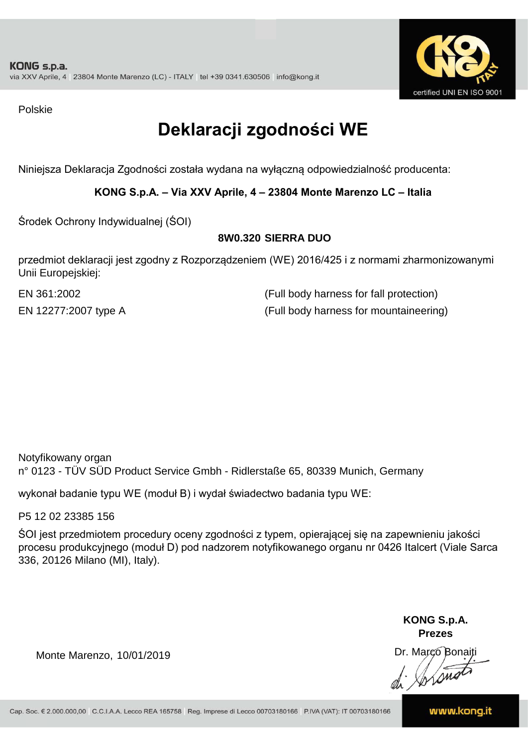KONG s.p.a.
via XXV Aprile, 4 | 23804 Monte Marenzo (LC) - ITALY | tel +39 0341.630506 | info@kong.it

certified UNI EN ISO 9001

Polskie

# Deklaracji zgodności WE

Niniejsza Deklaracja Zgodności została wydana na wyłączną odpowiedzialność producenta:

**KONG S.p.A. – Via XXV Aprile, 4 – 23804 Monte Marenzo LC – Italia**

Środek Ochrony Indywidualnej (ŚOI)

**8W0.320 SIERRA DUO**

przedmiot deklaracji jest zgodny z Rozporządzeniem (WE) 2016/425 i z normami zharmonizowanymi Unii Europejskiej:

| | |
|---|---|
| EN 361:2002 | (Full body harness for fall protection) |
| EN 12277:2007 type A | (Full body harness for mountaineering) |

Notyfikowany organ
n° 0123 - TÜV SÜD Product Service Gmbh - Ridlerstaße 65, 80339 Munich, Germany

wykonał badanie typu WE (moduł B) i wydał świadectwo badania typu WE:

P5 12 02 23385 156

ŚOI jest przedmiotem procedury oceny zgodności z typem, opierającej się na zapewnieniu jakości procesu produkcyjnego (moduł D) pod nadzorem notyfikowanego organu nr 0426 Italcert (Viale Sarca 336, 20126 Milano (MI), Italy).

Monte Marenzo, 10/01/2019

**KONG S.p.A.**
**Prezes**

Dr. Marco Bonaiti

Cap. Soc. € 2.000.000,00 | C.C.I.A.A. Lecco REA 165758 | Reg. Imprese di Lecco 00703180166 | P.IVA (VAT): IT 00703180166

www.kong.it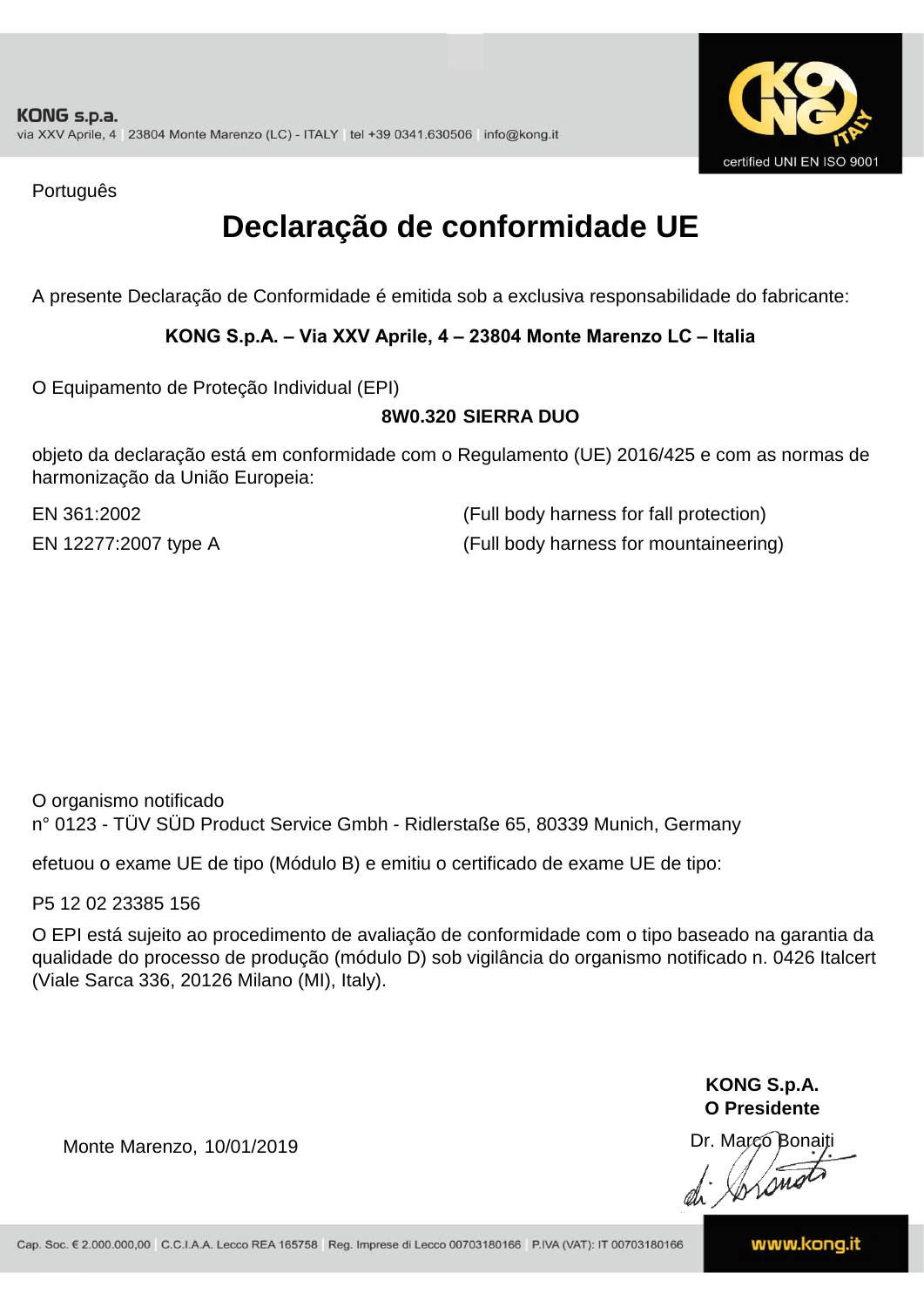Português

# Declaração de conformidade UE

A presente Declaração de Conformidade é emitida sob a exclusiva responsabilidade do fabricante:

**KONG S.p.A. – Via XXV Aprile, 4 – 23804 Monte Marenzo LC – Italia**

O Equipamento de Proteção Individual (EPI)

**8W0.320 SIERRA DUO**

objeto da declaração está em conformidade com o Regulamento (UE) 2016/425 e com as normas de harmonização da União Europeia:

| | |
|---|---|
| EN 361:2002 | (Full body harness for fall protection) |
| EN 12277:2007 type A | (Full body harness for mountaineering) |

O organismo notificado
n° 0123 - TÜV SÜD Product Service Gmbh - Ridlerstaße 65, 80339 Munich, Germany

efetuou o exame UE de tipo (Módulo B) e emitiu o certificado de exame UE de tipo:

P5 12 02 23385 156

O EPI está sujeito ao procedimento de avaliação de conformidade com o tipo baseado na garantia da qualidade do processo de produção (módulo D) sob vigilância do organismo notificado n. 0426 Italcert (Viale Sarca 336, 20126 Milano (MI), Italy).

Monte Marenzo, 10/01/2019

**KONG S.p.A.**
**O Presidente**
Dr. Marco Bonaiti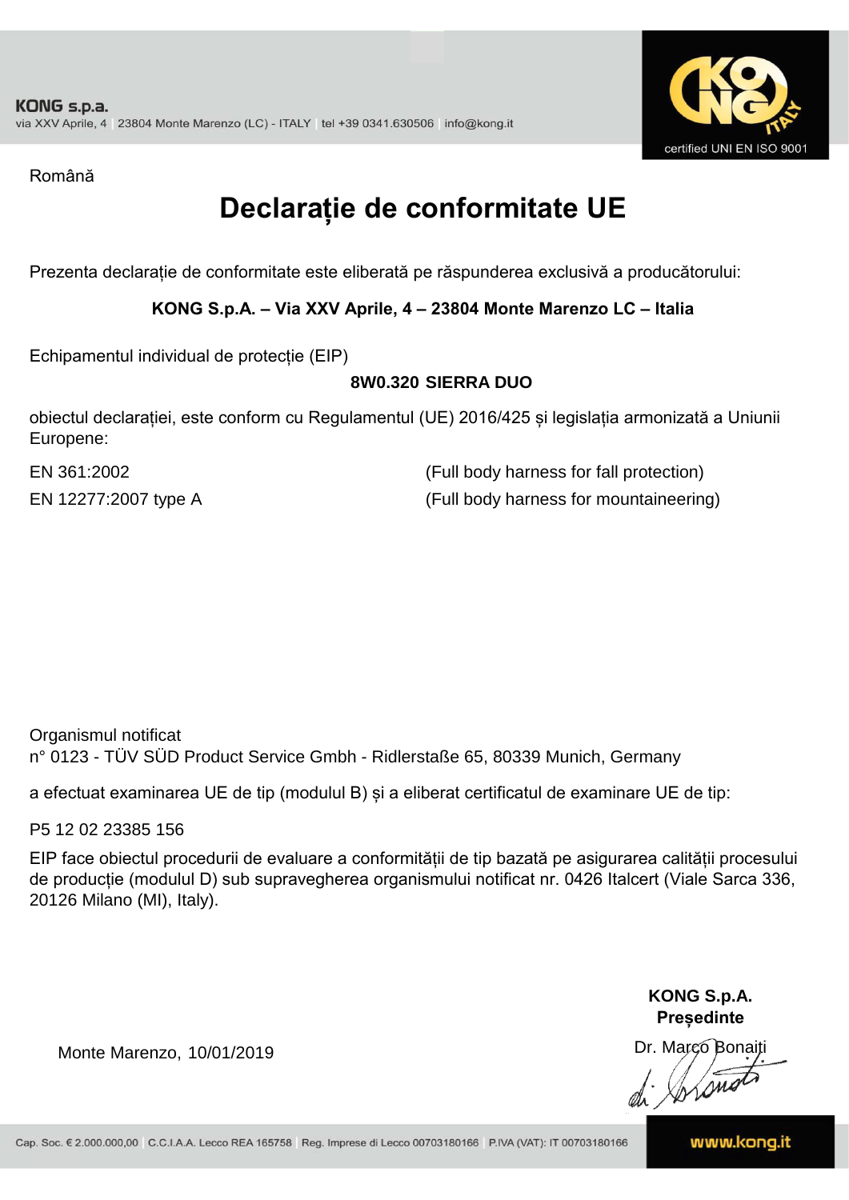Română

# Declarație de conformitate UE

Prezenta declarație de conformitate este eliberată pe răspunderea exclusivă a producătorului:

**KONG S.p.A. – Via XXV Aprile, 4 – 23804 Monte Marenzo LC – Italia**

Echipamentul individual de protecție (EIP)

**8W0.320 SIERRA DUO**

obiectul declarației, este conform cu Regulamentul (UE) 2016/425 și legislația armonizată a Uniunii Europene:

| | |
|---|---|
| EN 361:2002 | (Full body harness for fall protection) |
| EN 12277:2007 type A | (Full body harness for mountaineering) |

Organismul notificat
n° 0123 - TÜV SÜD Product Service Gmbh - Ridlerstaße 65, 80339 Munich, Germany

a efectuat examinarea UE de tip (modulul B) și a eliberat certificatul de examinare UE de tip:

P5 12 02 23385 156

EIP face obiectul procedurii de evaluare a conformității de tip bazată pe asigurarea calității procesului de producție (modulul D) sub supravegherea organismului notificat nr. 0426 Italcert (Viale Sarca 336, 20126 Milano (MI), Italy).

Monte Marenzo, 10/01/2019

**KONG S.p.A.**
**Președinte**
Dr. Marco Bonaiti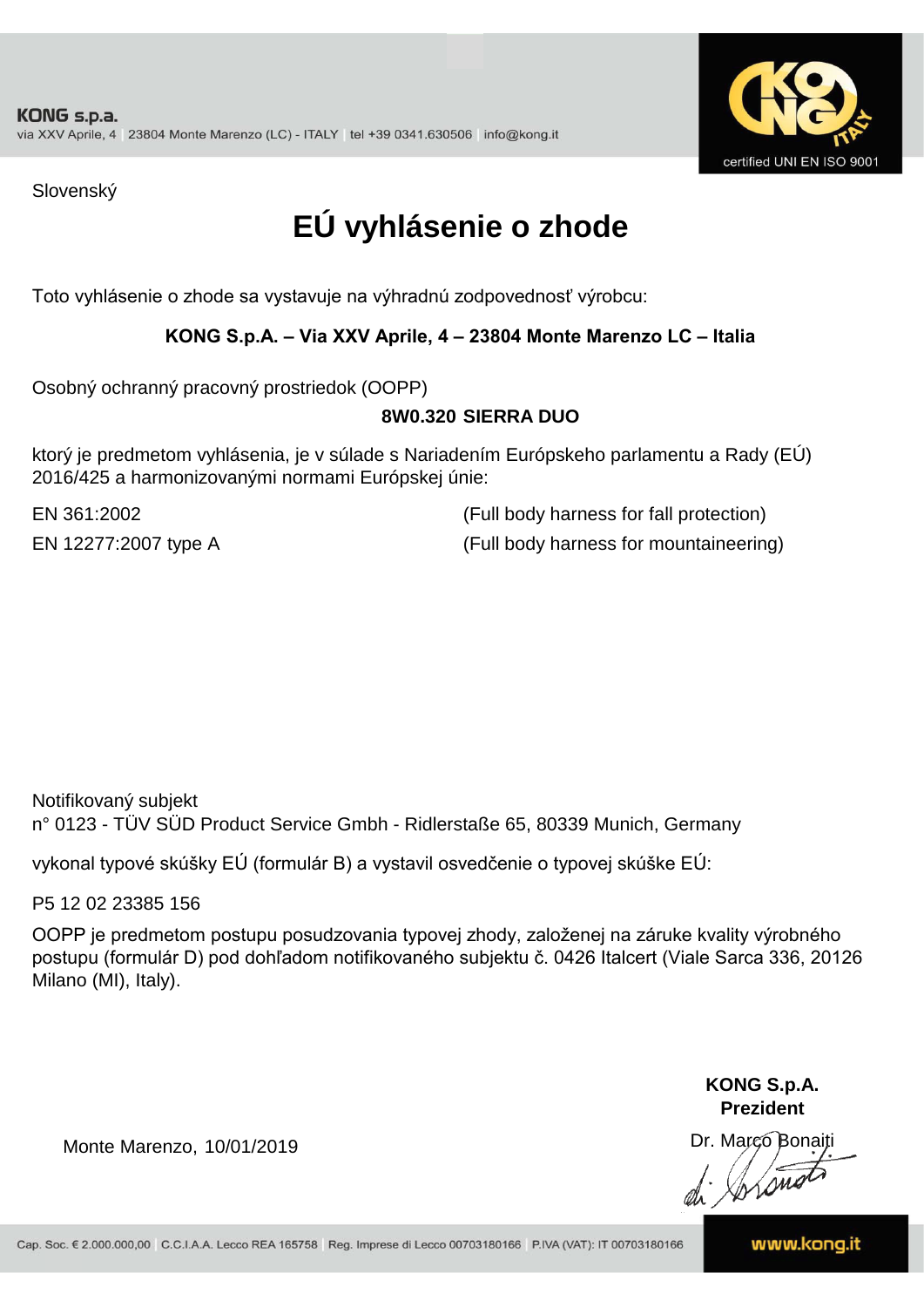KONG s.p.a.
via XXV Aprile, 4 | 23804 Monte Marenzo (LC) - ITALY | tel +39 0341.630506 | info@kong.it

certified UNI EN ISO 9001

Slovenský

# EÚ vyhlásenie o zhode

Toto vyhlásenie o zhode sa vystavuje na výhradnú zodpovednosť výrobcu:

**KONG S.p.A. – Via XXV Aprile, 4 – 23804 Monte Marenzo LC – Italia**

Osobný ochranný pracovný prostriedok (OOPP)

**8W0.320 SIERRA DUO**

ktorý je predmetom vyhlásenia, je v súlade s Nariadením Európskeho parlamentu a Rady (EÚ) 2016/425 a harmonizovanými normami Európskej únie:

| | |
|---|---|
| EN 361:2002 | (Full body harness for fall protection) |
| EN 12277:2007 type A | (Full body harness for mountaineering) |

Notifikovaný subjekt
n° 0123 - TÜV SÜD Product Service Gmbh - Ridlerstaße 65, 80339 Munich, Germany

vykonal typové skúšky EÚ (formulár B) a vystavil osvedčenie o typovej skúške EÚ:

P5 12 02 23385 156

OOPP je predmetom postupu posudzovania typovej zhody, založenej na záruke kvality výrobného postupu (formulár D) pod dohľadom notifikovaného subjektu č. 0426 Italcert (Viale Sarca 336, 20126 Milano (MI), Italy).

Monte Marenzo, 10/01/2019

**KONG S.p.A.**
**Prezident**
Dr. Marco Bonaiti

Cap. Soc. € 2.000.000,00 | C.C.I.A.A. Lecco REA 165758 | Reg. Imprese di Lecco 00703180166 | P.IVA (VAT): IT 00703180166 | www.kong.it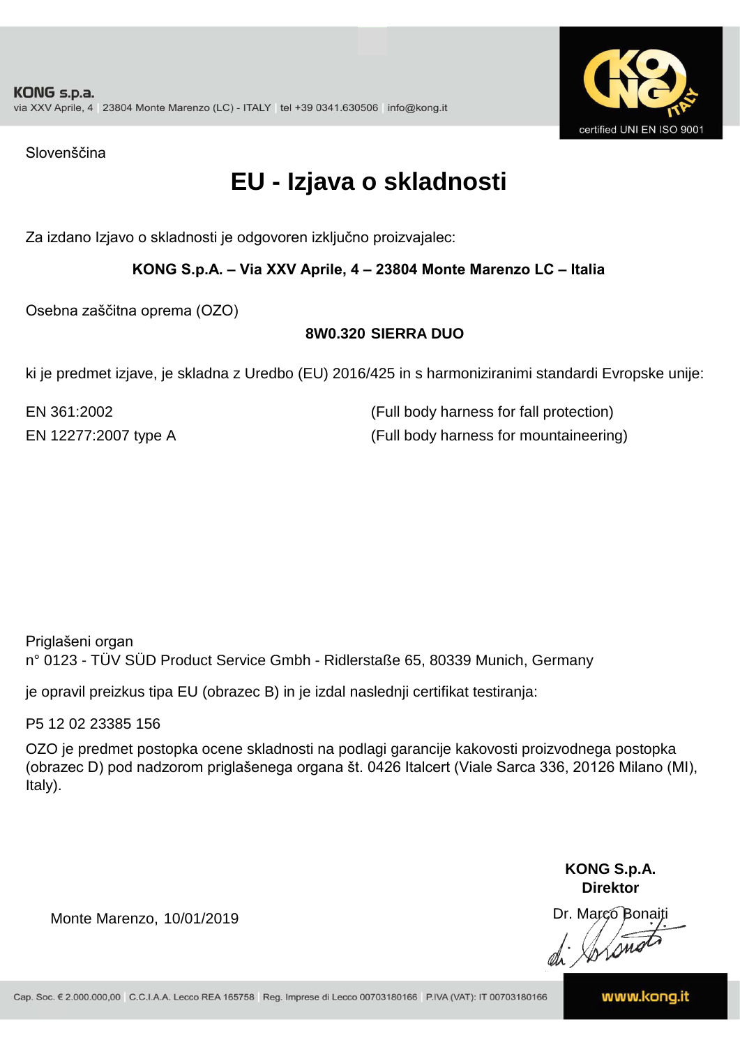KONG s.p.a.
via XXV Aprile, 4 | 23804 Monte Marenzo (LC) - ITALY | tel +39 0341.630506 | info@kong.it

certified UNI EN ISO 9001

Slovenščina

# EU - Izjava o skladnosti

Za izdano Izjavo o skladnosti je odgovoren izključno proizvajalec:

**KONG S.p.A. – Via XXV Aprile, 4 – 23804 Monte Marenzo LC – Italia**

Osebna zaščitna oprema (OZO)

**8W0.320 SIERRA DUO**

ki je predmet izjave, je skladna z Uredbo (EU) 2016/425 in s harmoniziranimi standardi Evropske unije:

| | |
|---|---|
| EN 361:2002 | (Full body harness for fall protection) |
| EN 12277:2007 type A | (Full body harness for mountaineering) |

Priglašeni organ
n° 0123 - TÜV SÜD Product Service Gmbh - Ridlerstaße 65, 80339 Munich, Germany

je opravil preizkus tipa EU (obrazec B) in je izdal naslednji certifikat testiranja:

P5 12 02 23385 156

OZO je predmet postopka ocene skladnosti na podlagi garancije kakovosti proizvodnega postopka (obrazec D) pod nadzorom priglašenega organa št. 0426 Italcert (Viale Sarca 336, 20126 Milano (MI), Italy).

Monte Marenzo, 10/01/2019

**KONG S.p.A.**
**Direktor**
Dr. Marco Bonaiti

Cap. Soc. € 2.000.000,00 | C.C.I.A.A. Lecco REA 165758 | Reg. Imprese di Lecco 00703180166 | P.IVA (VAT): IT 00703180166

www.kong.it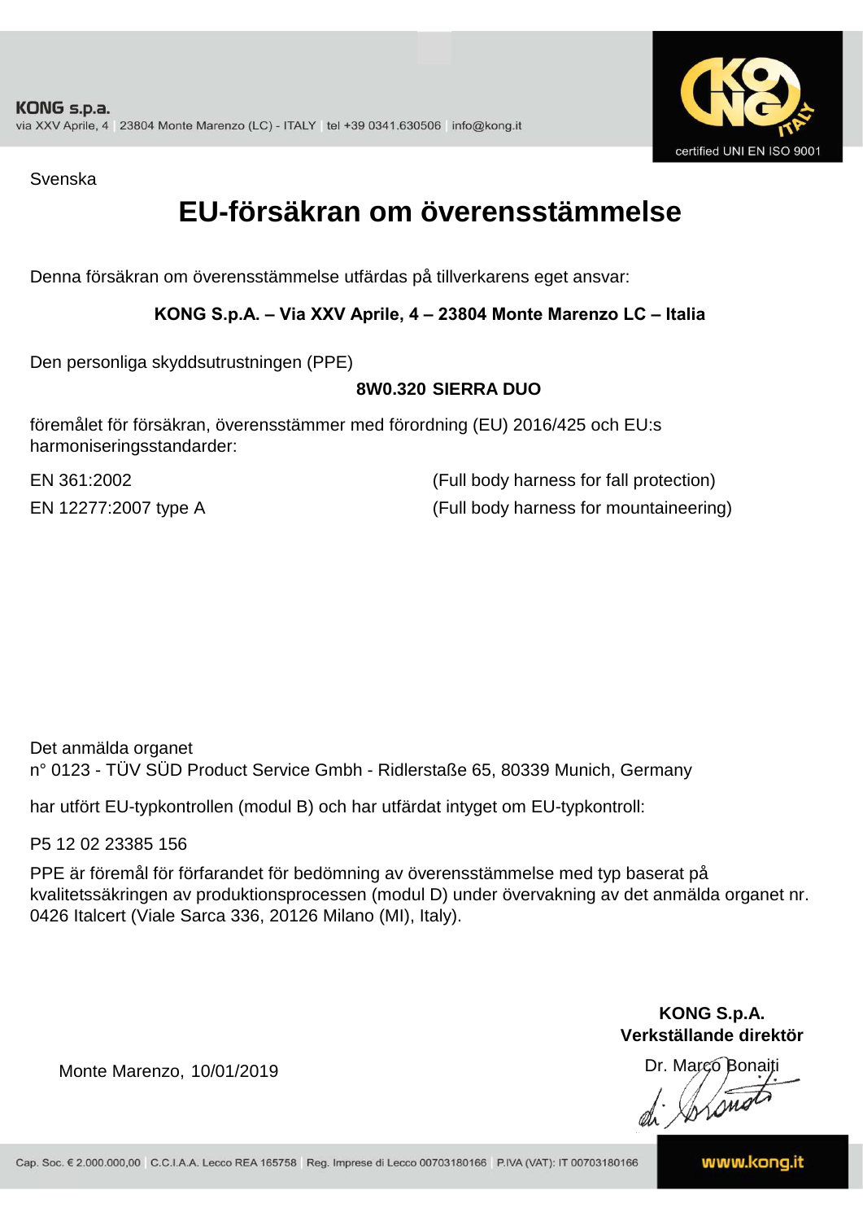KONG s.p.a.
via XXV Aprile, 4 | 23804 Monte Marenzo (LC) - ITALY | tel +39 0341.630506 | info@kong.it

certified UNI EN ISO 9001

Svenska

# EU-försäkran om överensstämmelse

Denna försäkran om överensstämmelse utfärdas på tillverkarens eget ansvar:

**KONG S.p.A. – Via XXV Aprile, 4 – 23804 Monte Marenzo LC – Italia**

Den personliga skyddsutrustningen (PPE)

**8W0.320 SIERRA DUO**

föremålet för försäkran, överensstämmer med förordning (EU) 2016/425 och EU:s harmoniseringsstandarder:

| | |
|---|---|
| EN 361:2002 | (Full body harness for fall protection) |
| EN 12277:2007 type A | (Full body harness for mountaineering) |

Det anmälda organet
n° 0123 - TÜV SÜD Product Service Gmbh - Ridlerstaße 65, 80339 Munich, Germany

har utfört EU-typkontrollen (modul B) och har utfärdat intyget om EU-typkontroll:

P5 12 02 23385 156

PPE är föremål för förfarandet för bedömning av överensstämmelse med typ baserat på kvalitetssäkringen av produktionsprocessen (modul D) under övervakning av det anmälda organet nr. 0426 Italcert (Viale Sarca 336, 20126 Milano (MI), Italy).

Monte Marenzo, 10/01/2019

**KONG S.p.A.**
**Verkställande direktör**

Dr. Marco Bonaiti

Cap. Soc. € 2.000.000,00 | C.C.I.A.A. Lecco REA 165758 | Reg. Imprese di Lecco 00703180166 | P.IVA (VAT): IT 00703180166

www.kong.it